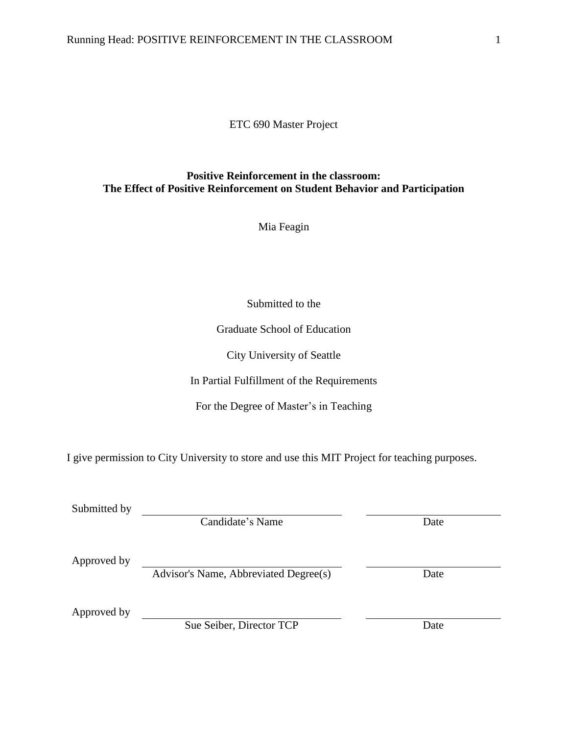ETC 690 Master Project

**Positive Reinforcement in the classroom:**
**The Effect of Positive Reinforcement on Student Behavior and Participation**

Mia Feagin

Submitted to the

Graduate School of Education

City University of Seattle

In Partial Fulfillment of the Requirements

For the Degree of Master's in Teaching

I give permission to City University to store and use this MIT Project for teaching purposes.

| | | |
|---|---|---|
| Submitted by | Candidate's Name | Date |
| Approved by | Advisor's Name, Abbreviated Degree(s) | Date |
| Approved by | Sue Seiber, Director TCP | Date |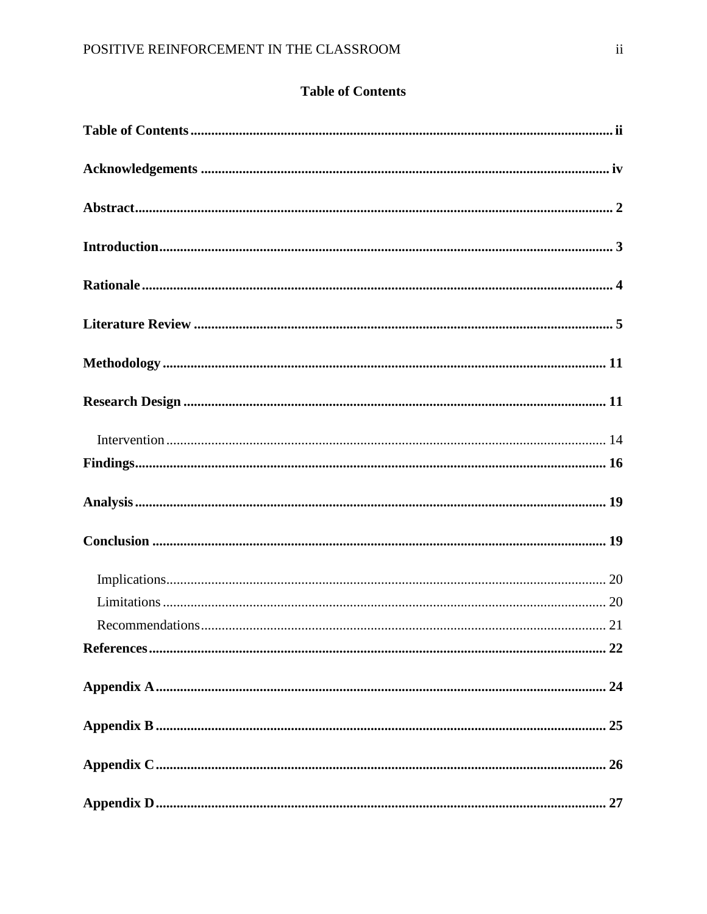# Table of Contents

**Table of Contents** ........................................................................................................ **ii**

**Acknowledgements** ..................................................................................................... **iv**

**Abstract** ........................................................................................................................ **2**

**Introduction** ................................................................................................................. **3**

**Rationale** ...................................................................................................................... **4**

**Literature Review** ........................................................................................................ **5**

**Methodology** .............................................................................................................. **11**

**Research Design** ........................................................................................................ **11**

Intervention ............................................................................................................. 14

**Findings** ..................................................................................................................... **16**

**Analysis** ..................................................................................................................... **19**

**Conclusion** ................................................................................................................ **19**

Implications ............................................................................................................. 20

Limitations .............................................................................................................. 20

Recommendations ................................................................................................... 21

**References** ................................................................................................................. **22**

**Appendix A** ................................................................................................................ **24**

**Appendix B** ................................................................................................................ **25**

**Appendix C** ................................................................................................................ **26**

**Appendix D** ................................................................................................................ **27**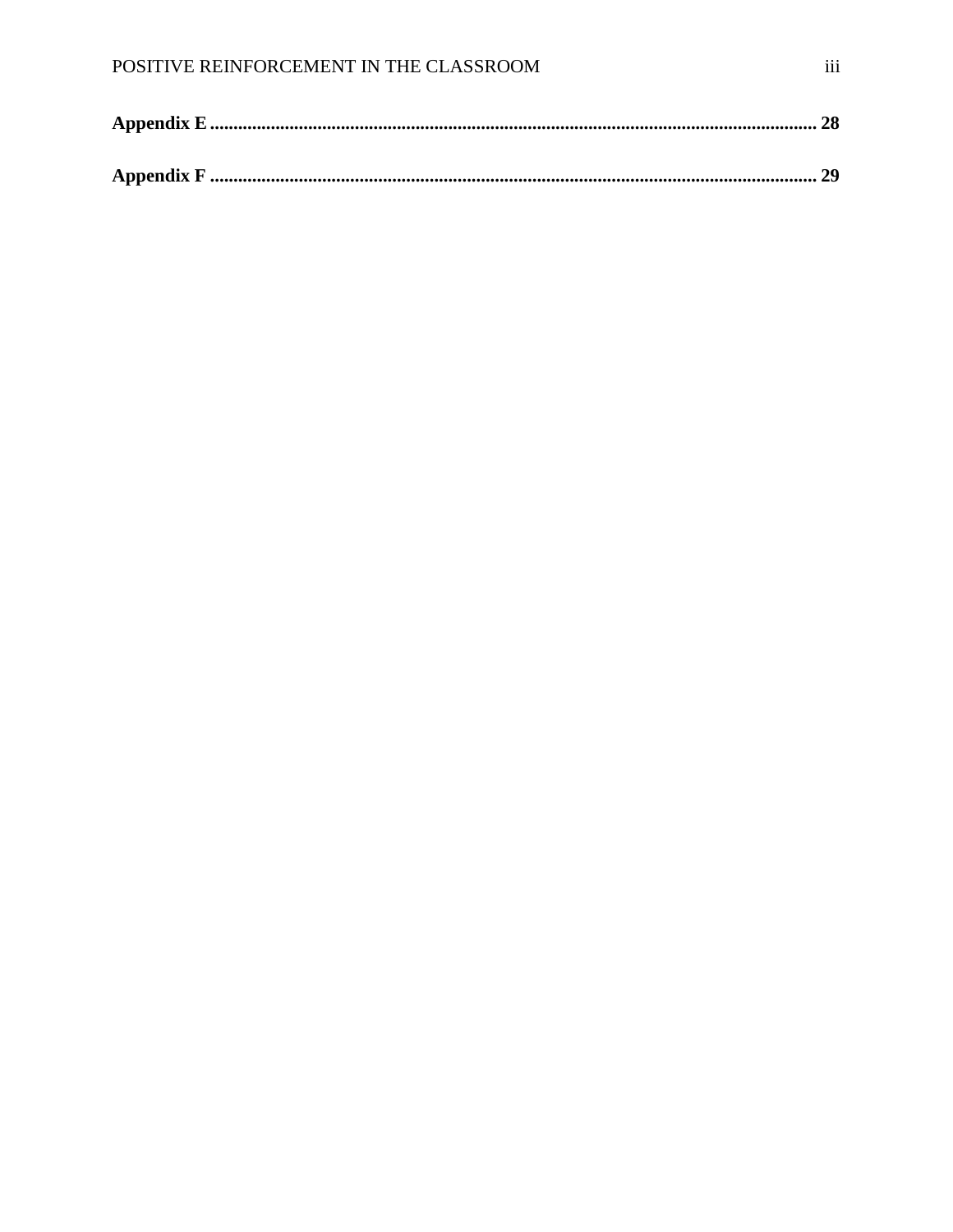**Appendix E** ................................................................................................................................ **28**

**Appendix F** ................................................................................................................................ **29**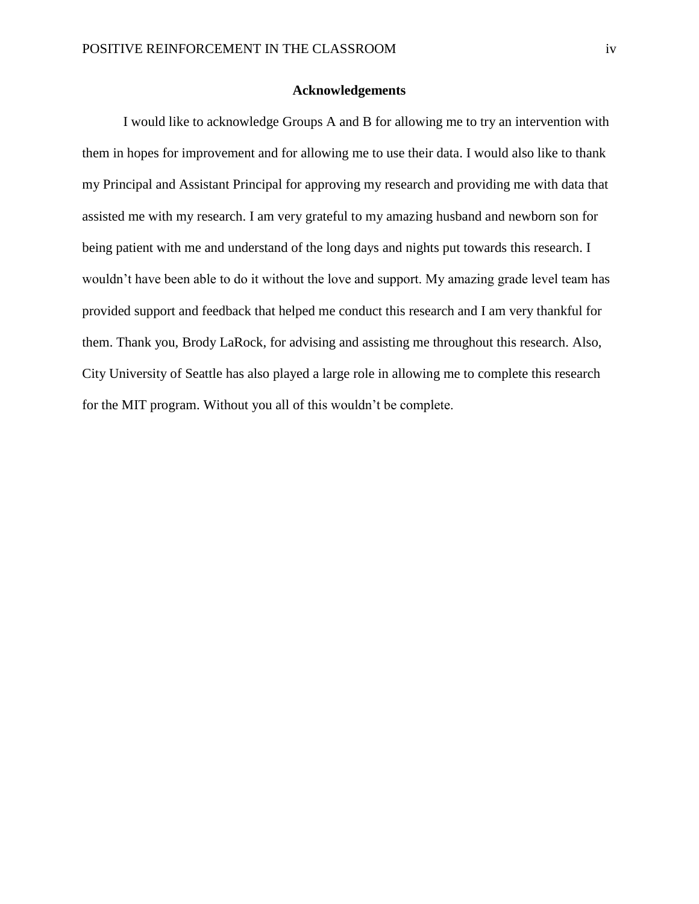## Acknowledgements

I would like to acknowledge Groups A and B for allowing me to try an intervention with them in hopes for improvement and for allowing me to use their data. I would also like to thank my Principal and Assistant Principal for approving my research and providing me with data that assisted me with my research. I am very grateful to my amazing husband and newborn son for being patient with me and understand of the long days and nights put towards this research. I wouldn't have been able to do it without the love and support. My amazing grade level team has provided support and feedback that helped me conduct this research and I am very thankful for them. Thank you, Brody LaRock, for advising and assisting me throughout this research. Also, City University of Seattle has also played a large role in allowing me to complete this research for the MIT program. Without you all of this wouldn't be complete.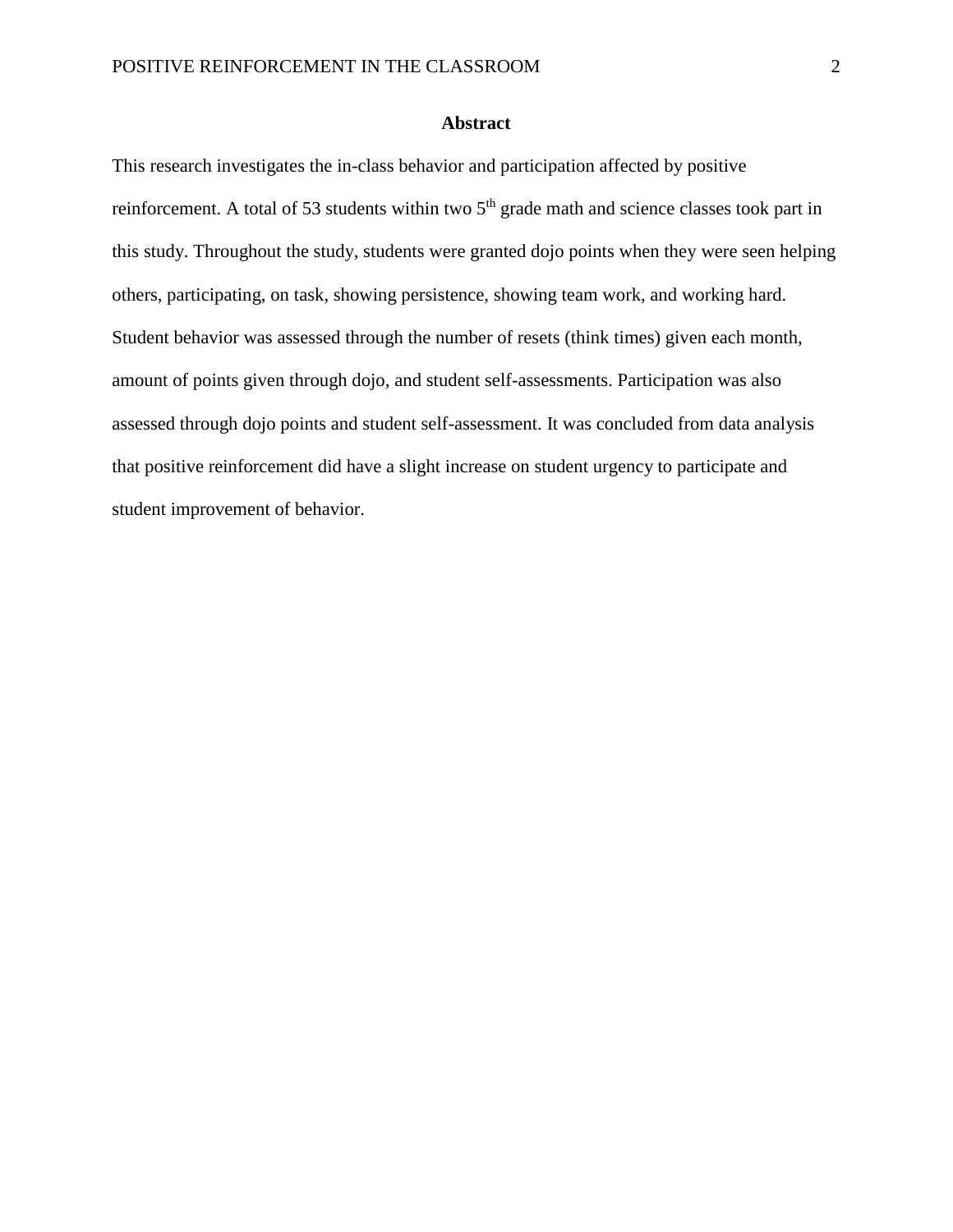## Abstract

This research investigates the in-class behavior and participation affected by positive reinforcement. A total of 53 students within two 5th grade math and science classes took part in this study. Throughout the study, students were granted dojo points when they were seen helping others, participating, on task, showing persistence, showing team work, and working hard. Student behavior was assessed through the number of resets (think times) given each month, amount of points given through dojo, and student self-assessments. Participation was also assessed through dojo points and student self-assessment. It was concluded from data analysis that positive reinforcement did have a slight increase on student urgency to participate and student improvement of behavior.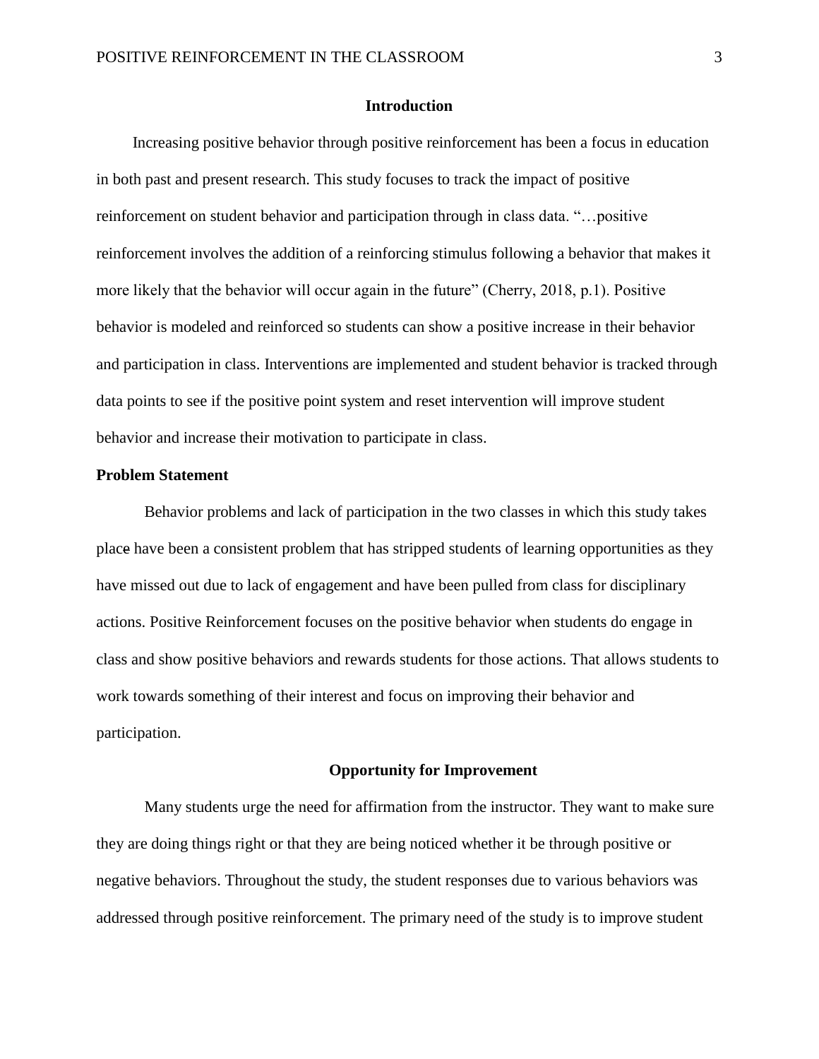## Introduction

Increasing positive behavior through positive reinforcement has been a focus in education in both past and present research. This study focuses to track the impact of positive reinforcement on student behavior and participation through in class data. "…positive reinforcement involves the addition of a reinforcing stimulus following a behavior that makes it more likely that the behavior will occur again in the future" (Cherry, 2018, p.1). Positive behavior is modeled and reinforced so students can show a positive increase in their behavior and participation in class. Interventions are implemented and student behavior is tracked through data points to see if the positive point system and reset intervention will improve student behavior and increase their motivation to participate in class.

### Problem Statement

Behavior problems and lack of participation in the two classes in which this study takes place have been a consistent problem that has stripped students of learning opportunities as they have missed out due to lack of engagement and have been pulled from class for disciplinary actions. Positive Reinforcement focuses on the positive behavior when students do engage in class and show positive behaviors and rewards students for those actions. That allows students to work towards something of their interest and focus on improving their behavior and participation.

## Opportunity for Improvement

Many students urge the need for affirmation from the instructor. They want to make sure they are doing things right or that they are being noticed whether it be through positive or negative behaviors. Throughout the study, the student responses due to various behaviors was addressed through positive reinforcement. The primary need of the study is to improve student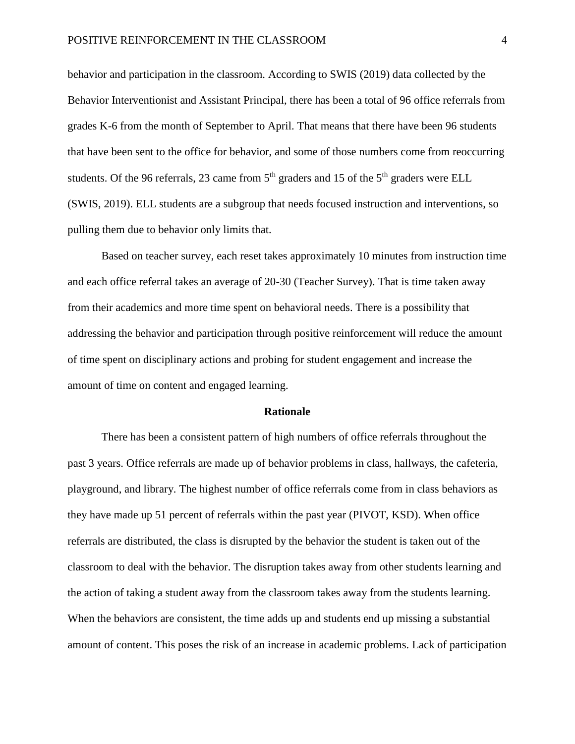behavior and participation in the classroom. According to SWIS (2019) data collected by the Behavior Interventionist and Assistant Principal, there has been a total of 96 office referrals from grades K-6 from the month of September to April. That means that there have been 96 students that have been sent to the office for behavior, and some of those numbers come from reoccurring students. Of the 96 referrals, 23 came from 5th graders and 15 of the 5th graders were ELL (SWIS, 2019). ELL students are a subgroup that needs focused instruction and interventions, so pulling them due to behavior only limits that.

Based on teacher survey, each reset takes approximately 10 minutes from instruction time and each office referral takes an average of 20-30 (Teacher Survey). That is time taken away from their academics and more time spent on behavioral needs. There is a possibility that addressing the behavior and participation through positive reinforcement will reduce the amount of time spent on disciplinary actions and probing for student engagement and increase the amount of time on content and engaged learning.

## Rationale

There has been a consistent pattern of high numbers of office referrals throughout the past 3 years. Office referrals are made up of behavior problems in class, hallways, the cafeteria, playground, and library. The highest number of office referrals come from in class behaviors as they have made up 51 percent of referrals within the past year (PIVOT, KSD). When office referrals are distributed, the class is disrupted by the behavior the student is taken out of the classroom to deal with the behavior. The disruption takes away from other students learning and the action of taking a student away from the classroom takes away from the students learning. When the behaviors are consistent, the time adds up and students end up missing a substantial amount of content. This poses the risk of an increase in academic problems. Lack of participation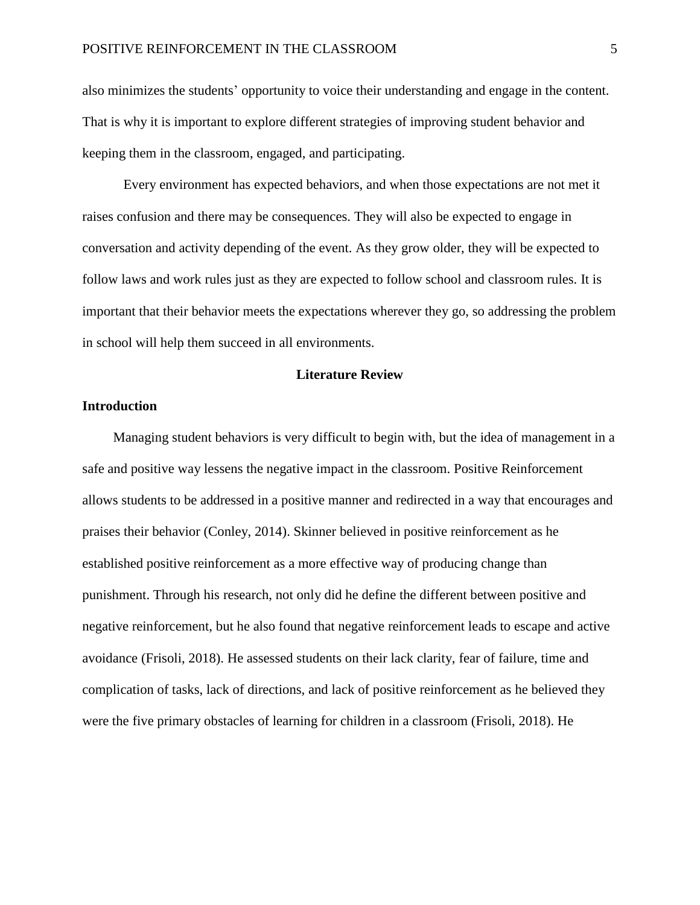also minimizes the students' opportunity to voice their understanding and engage in the content. That is why it is important to explore different strategies of improving student behavior and keeping them in the classroom, engaged, and participating.

Every environment has expected behaviors, and when those expectations are not met it raises confusion and there may be consequences. They will also be expected to engage in conversation and activity depending of the event. As they grow older, they will be expected to follow laws and work rules just as they are expected to follow school and classroom rules. It is important that their behavior meets the expectations wherever they go, so addressing the problem in school will help them succeed in all environments.

## Literature Review

### Introduction

Managing student behaviors is very difficult to begin with, but the idea of management in a safe and positive way lessens the negative impact in the classroom. Positive Reinforcement allows students to be addressed in a positive manner and redirected in a way that encourages and praises their behavior (Conley, 2014). Skinner believed in positive reinforcement as he established positive reinforcement as a more effective way of producing change than punishment. Through his research, not only did he define the different between positive and negative reinforcement, but he also found that negative reinforcement leads to escape and active avoidance (Frisoli, 2018). He assessed students on their lack clarity, fear of failure, time and complication of tasks, lack of directions, and lack of positive reinforcement as he believed they were the five primary obstacles of learning for children in a classroom (Frisoli, 2018). He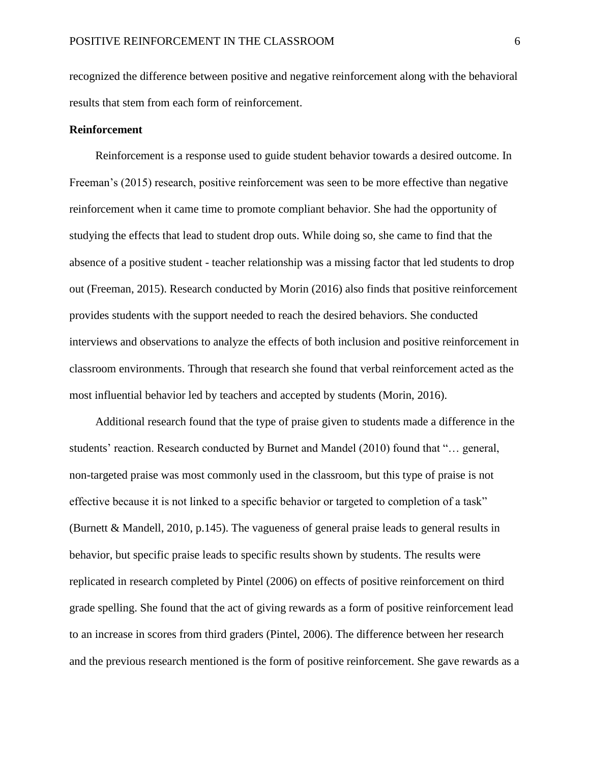recognized the difference between positive and negative reinforcement along with the behavioral results that stem from each form of reinforcement.

**Reinforcement**

Reinforcement is a response used to guide student behavior towards a desired outcome. In Freeman's (2015) research, positive reinforcement was seen to be more effective than negative reinforcement when it came time to promote compliant behavior. She had the opportunity of studying the effects that lead to student drop outs. While doing so, she came to find that the absence of a positive student - teacher relationship was a missing factor that led students to drop out (Freeman, 2015). Research conducted by Morin (2016) also finds that positive reinforcement provides students with the support needed to reach the desired behaviors. She conducted interviews and observations to analyze the effects of both inclusion and positive reinforcement in classroom environments. Through that research she found that verbal reinforcement acted as the most influential behavior led by teachers and accepted by students (Morin, 2016).

Additional research found that the type of praise given to students made a difference in the students' reaction. Research conducted by Burnet and Mandel (2010) found that "… general, non-targeted praise was most commonly used in the classroom, but this type of praise is not effective because it is not linked to a specific behavior or targeted to completion of a task" (Burnett & Mandell, 2010, p.145). The vagueness of general praise leads to general results in behavior, but specific praise leads to specific results shown by students. The results were replicated in research completed by Pintel (2006) on effects of positive reinforcement on third grade spelling. She found that the act of giving rewards as a form of positive reinforcement lead to an increase in scores from third graders (Pintel, 2006). The difference between her research and the previous research mentioned is the form of positive reinforcement. She gave rewards as a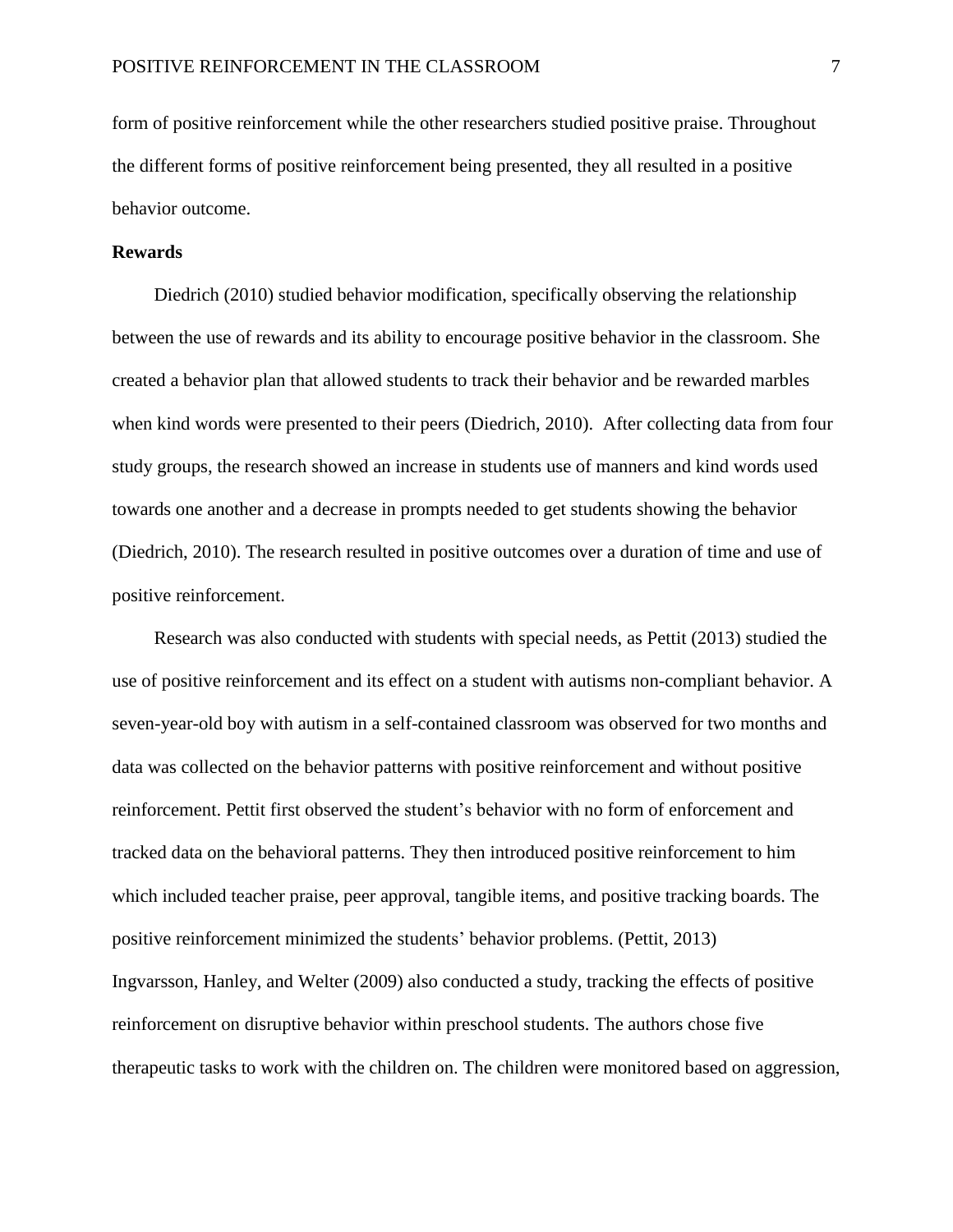form of positive reinforcement while the other researchers studied positive praise. Throughout the different forms of positive reinforcement being presented, they all resulted in a positive behavior outcome.

**Rewards**

Diedrich (2010) studied behavior modification, specifically observing the relationship between the use of rewards and its ability to encourage positive behavior in the classroom. She created a behavior plan that allowed students to track their behavior and be rewarded marbles when kind words were presented to their peers (Diedrich, 2010). After collecting data from four study groups, the research showed an increase in students use of manners and kind words used towards one another and a decrease in prompts needed to get students showing the behavior (Diedrich, 2010). The research resulted in positive outcomes over a duration of time and use of positive reinforcement.

Research was also conducted with students with special needs, as Pettit (2013) studied the use of positive reinforcement and its effect on a student with autisms non-compliant behavior. A seven-year-old boy with autism in a self-contained classroom was observed for two months and data was collected on the behavior patterns with positive reinforcement and without positive reinforcement. Pettit first observed the student's behavior with no form of enforcement and tracked data on the behavioral patterns. They then introduced positive reinforcement to him which included teacher praise, peer approval, tangible items, and positive tracking boards. The positive reinforcement minimized the students' behavior problems. (Pettit, 2013)

Ingvarsson, Hanley, and Welter (2009) also conducted a study, tracking the effects of positive reinforcement on disruptive behavior within preschool students. The authors chose five therapeutic tasks to work with the children on. The children were monitored based on aggression,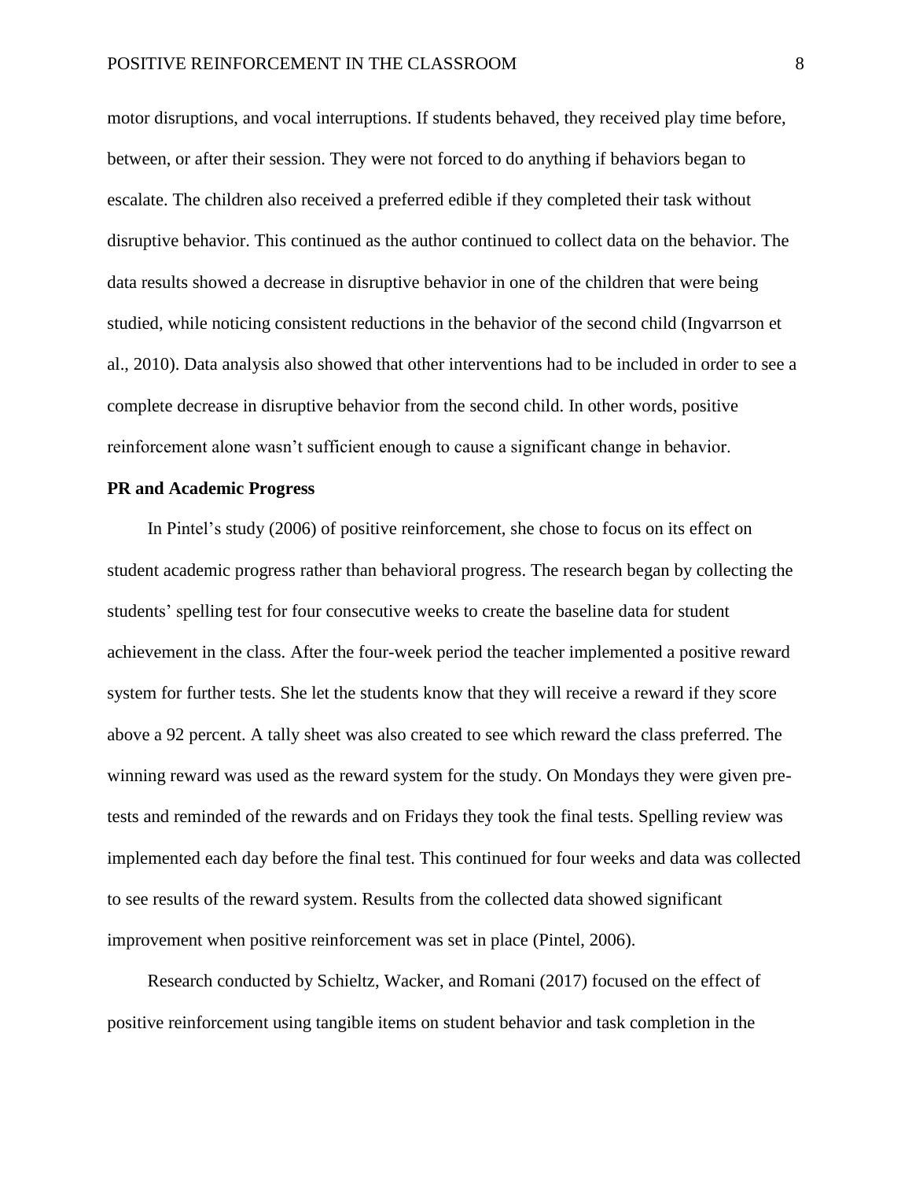motor disruptions, and vocal interruptions. If students behaved, they received play time before, between, or after their session. They were not forced to do anything if behaviors began to escalate. The children also received a preferred edible if they completed their task without disruptive behavior. This continued as the author continued to collect data on the behavior. The data results showed a decrease in disruptive behavior in one of the children that were being studied, while noticing consistent reductions in the behavior of the second child (Ingvarrson et al., 2010). Data analysis also showed that other interventions had to be included in order to see a complete decrease in disruptive behavior from the second child. In other words, positive reinforcement alone wasn't sufficient enough to cause a significant change in behavior.

**PR and Academic Progress**

In Pintel's study (2006) of positive reinforcement, she chose to focus on its effect on student academic progress rather than behavioral progress. The research began by collecting the students' spelling test for four consecutive weeks to create the baseline data for student achievement in the class. After the four-week period the teacher implemented a positive reward system for further tests. She let the students know that they will receive a reward if they score above a 92 percent. A tally sheet was also created to see which reward the class preferred. The winning reward was used as the reward system for the study. On Mondays they were given pre-tests and reminded of the rewards and on Fridays they took the final tests. Spelling review was implemented each day before the final test. This continued for four weeks and data was collected to see results of the reward system. Results from the collected data showed significant improvement when positive reinforcement was set in place (Pintel, 2006).

Research conducted by Schieltz, Wacker, and Romani (2017) focused on the effect of positive reinforcement using tangible items on student behavior and task completion in the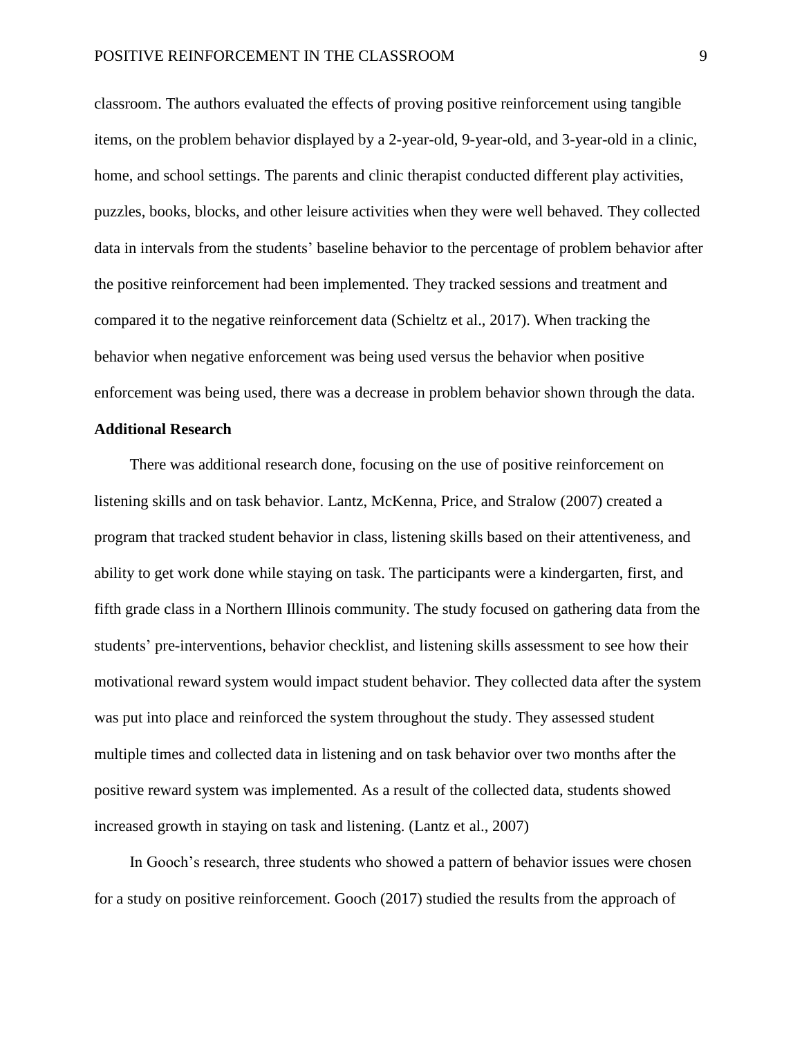classroom. The authors evaluated the effects of proving positive reinforcement using tangible items, on the problem behavior displayed by a 2-year-old, 9-year-old, and 3-year-old in a clinic, home, and school settings. The parents and clinic therapist conducted different play activities, puzzles, books, blocks, and other leisure activities when they were well behaved. They collected data in intervals from the students' baseline behavior to the percentage of problem behavior after the positive reinforcement had been implemented. They tracked sessions and treatment and compared it to the negative reinforcement data (Schieltz et al., 2017). When tracking the behavior when negative enforcement was being used versus the behavior when positive enforcement was being used, there was a decrease in problem behavior shown through the data.

**Additional Research**

There was additional research done, focusing on the use of positive reinforcement on listening skills and on task behavior. Lantz, McKenna, Price, and Stralow (2007) created a program that tracked student behavior in class, listening skills based on their attentiveness, and ability to get work done while staying on task. The participants were a kindergarten, first, and fifth grade class in a Northern Illinois community. The study focused on gathering data from the students' pre-interventions, behavior checklist, and listening skills assessment to see how their motivational reward system would impact student behavior. They collected data after the system was put into place and reinforced the system throughout the study. They assessed student multiple times and collected data in listening and on task behavior over two months after the positive reward system was implemented. As a result of the collected data, students showed increased growth in staying on task and listening. (Lantz et al., 2007)

In Gooch's research, three students who showed a pattern of behavior issues were chosen for a study on positive reinforcement. Gooch (2017) studied the results from the approach of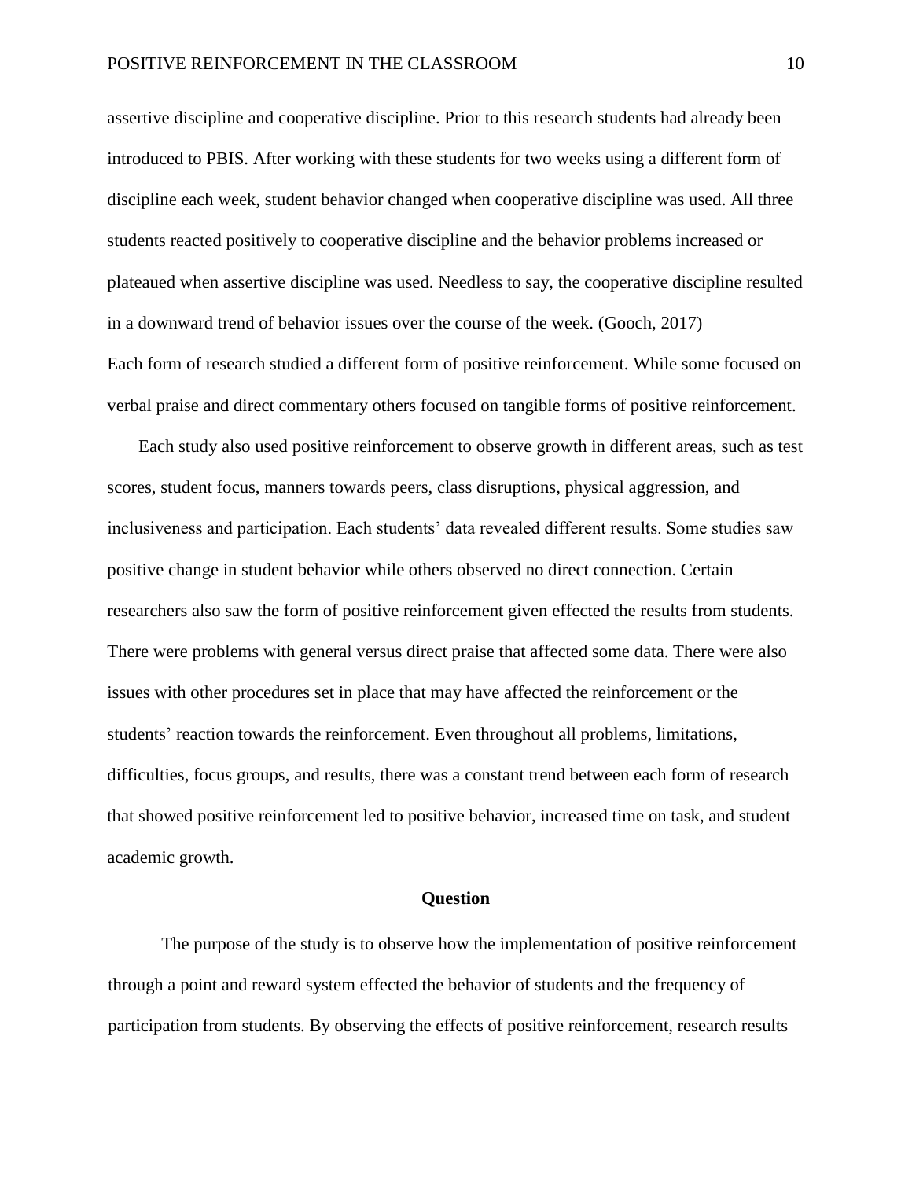assertive discipline and cooperative discipline. Prior to this research students had already been introduced to PBIS. After working with these students for two weeks using a different form of discipline each week, student behavior changed when cooperative discipline was used. All three students reacted positively to cooperative discipline and the behavior problems increased or plateaued when assertive discipline was used. Needless to say, the cooperative discipline resulted in a downward trend of behavior issues over the course of the week. (Gooch, 2017)

Each form of research studied a different form of positive reinforcement. While some focused on verbal praise and direct commentary others focused on tangible forms of positive reinforcement.

Each study also used positive reinforcement to observe growth in different areas, such as test scores, student focus, manners towards peers, class disruptions, physical aggression, and inclusiveness and participation. Each students' data revealed different results. Some studies saw positive change in student behavior while others observed no direct connection. Certain researchers also saw the form of positive reinforcement given effected the results from students. There were problems with general versus direct praise that affected some data. There were also issues with other procedures set in place that may have affected the reinforcement or the students' reaction towards the reinforcement. Even throughout all problems, limitations, difficulties, focus groups, and results, there was a constant trend between each form of research that showed positive reinforcement led to positive behavior, increased time on task, and student academic growth.

## Question

The purpose of the study is to observe how the implementation of positive reinforcement through a point and reward system effected the behavior of students and the frequency of participation from students. By observing the effects of positive reinforcement, research results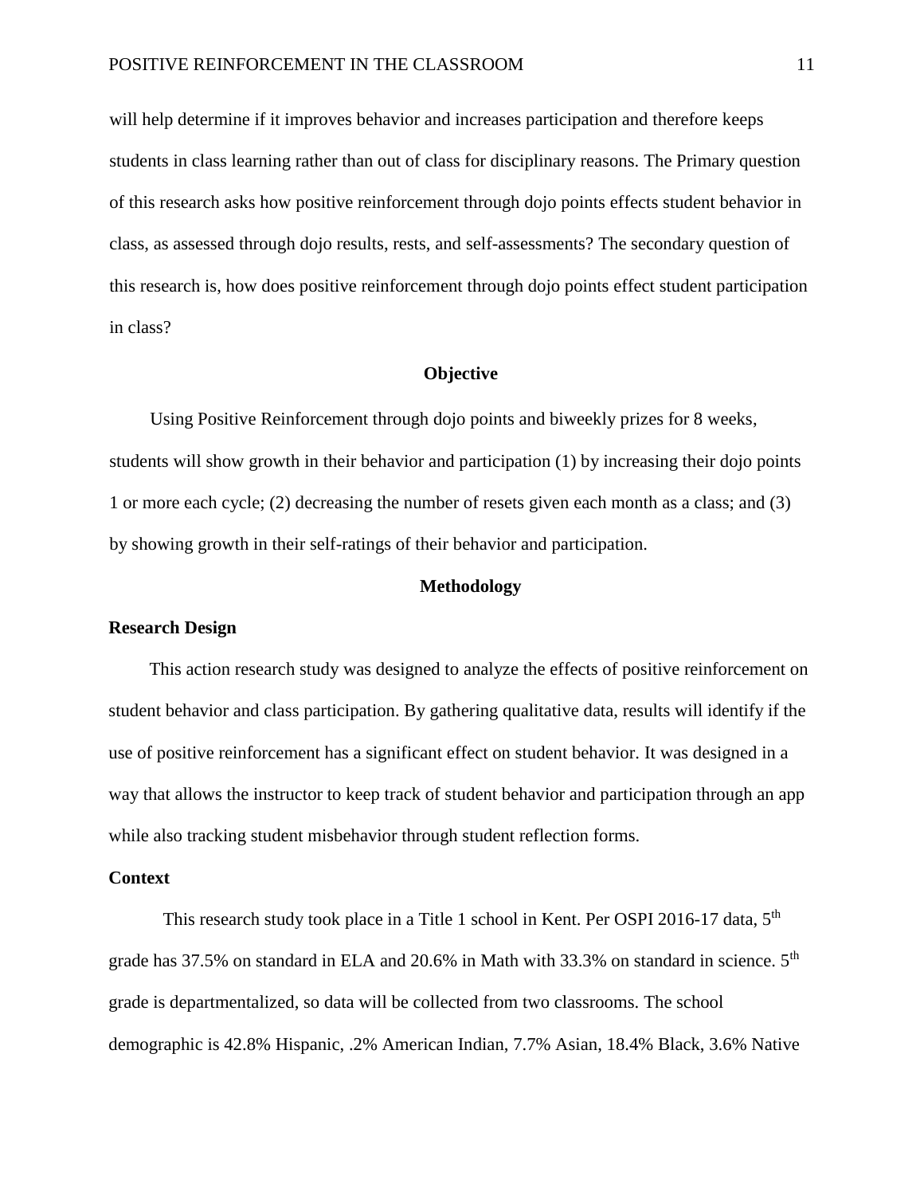will help determine if it improves behavior and increases participation and therefore keeps students in class learning rather than out of class for disciplinary reasons. The Primary question of this research asks how positive reinforcement through dojo points effects student behavior in class, as assessed through dojo results, rests, and self-assessments? The secondary question of this research is, how does positive reinforcement through dojo points effect student participation in class?

## Objective

Using Positive Reinforcement through dojo points and biweekly prizes for 8 weeks, students will show growth in their behavior and participation (1) by increasing their dojo points 1 or more each cycle; (2) decreasing the number of resets given each month as a class; and (3) by showing growth in their self-ratings of their behavior and participation.

## Methodology

### Research Design

This action research study was designed to analyze the effects of positive reinforcement on student behavior and class participation. By gathering qualitative data, results will identify if the use of positive reinforcement has a significant effect on student behavior. It was designed in a way that allows the instructor to keep track of student behavior and participation through an app while also tracking student misbehavior through student reflection forms.

### Context

This research study took place in a Title 1 school in Kent. Per OSPI 2016-17 data, 5th grade has 37.5% on standard in ELA and 20.6% in Math with 33.3% on standard in science. 5th grade is departmentalized, so data will be collected from two classrooms. The school demographic is 42.8% Hispanic, .2% American Indian, 7.7% Asian, 18.4% Black, 3.6% Native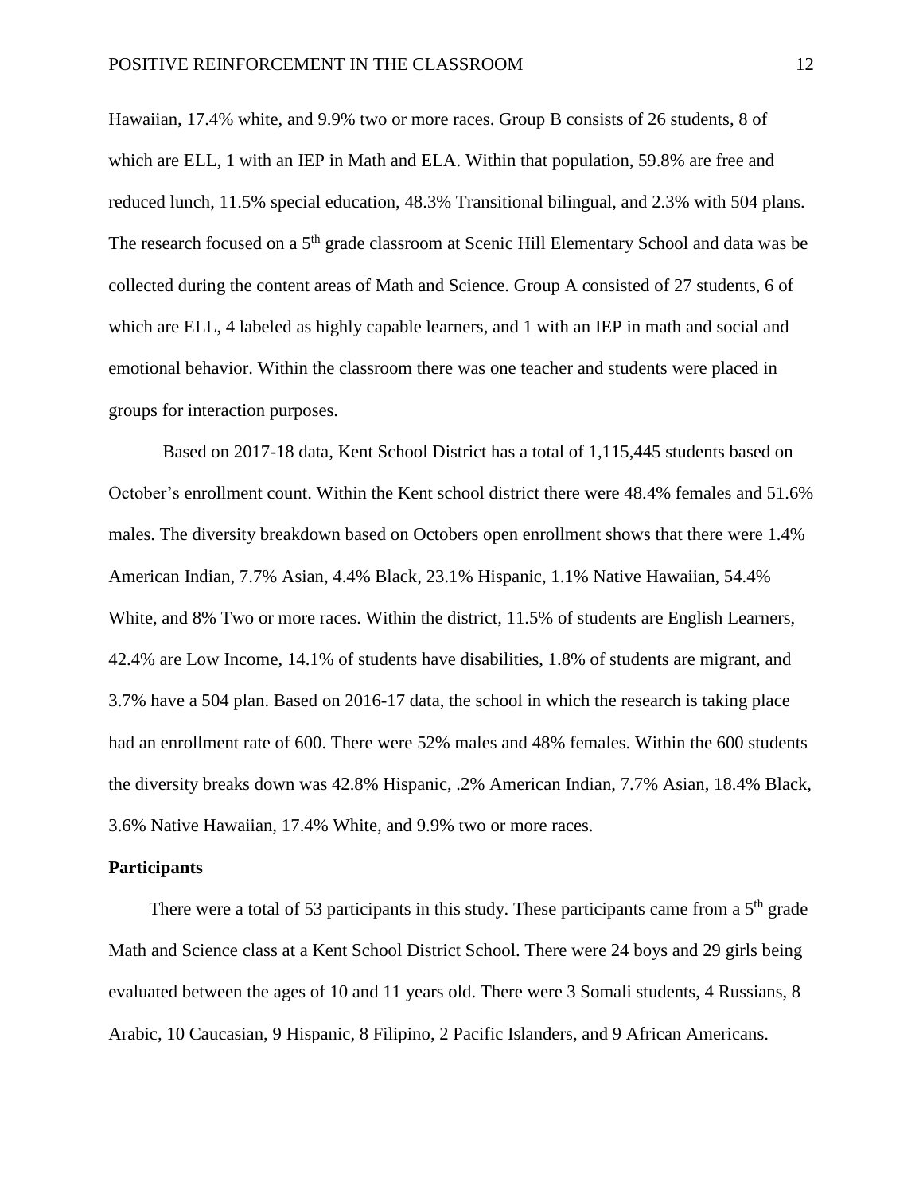Hawaiian, 17.4% white, and 9.9% two or more races. Group B consists of 26 students, 8 of which are ELL, 1 with an IEP in Math and ELA. Within that population, 59.8% are free and reduced lunch, 11.5% special education, 48.3% Transitional bilingual, and 2.3% with 504 plans. The research focused on a 5th grade classroom at Scenic Hill Elementary School and data was be collected during the content areas of Math and Science. Group A consisted of 27 students, 6 of which are ELL, 4 labeled as highly capable learners, and 1 with an IEP in math and social and emotional behavior. Within the classroom there was one teacher and students were placed in groups for interaction purposes.

Based on 2017-18 data, Kent School District has a total of 1,115,445 students based on October's enrollment count. Within the Kent school district there were 48.4% females and 51.6% males. The diversity breakdown based on Octobers open enrollment shows that there were 1.4% American Indian, 7.7% Asian, 4.4% Black, 23.1% Hispanic, 1.1% Native Hawaiian, 54.4% White, and 8% Two or more races. Within the district, 11.5% of students are English Learners, 42.4% are Low Income, 14.1% of students have disabilities, 1.8% of students are migrant, and 3.7% have a 504 plan. Based on 2016-17 data, the school in which the research is taking place had an enrollment rate of 600. There were 52% males and 48% females. Within the 600 students the diversity breaks down was 42.8% Hispanic, .2% American Indian, 7.7% Asian, 18.4% Black, 3.6% Native Hawaiian, 17.4% White, and 9.9% two or more races.

**Participants**

There were a total of 53 participants in this study. These participants came from a 5th grade Math and Science class at a Kent School District School. There were 24 boys and 29 girls being evaluated between the ages of 10 and 11 years old. There were 3 Somali students, 4 Russians, 8 Arabic, 10 Caucasian, 9 Hispanic, 8 Filipino, 2 Pacific Islanders, and 9 African Americans.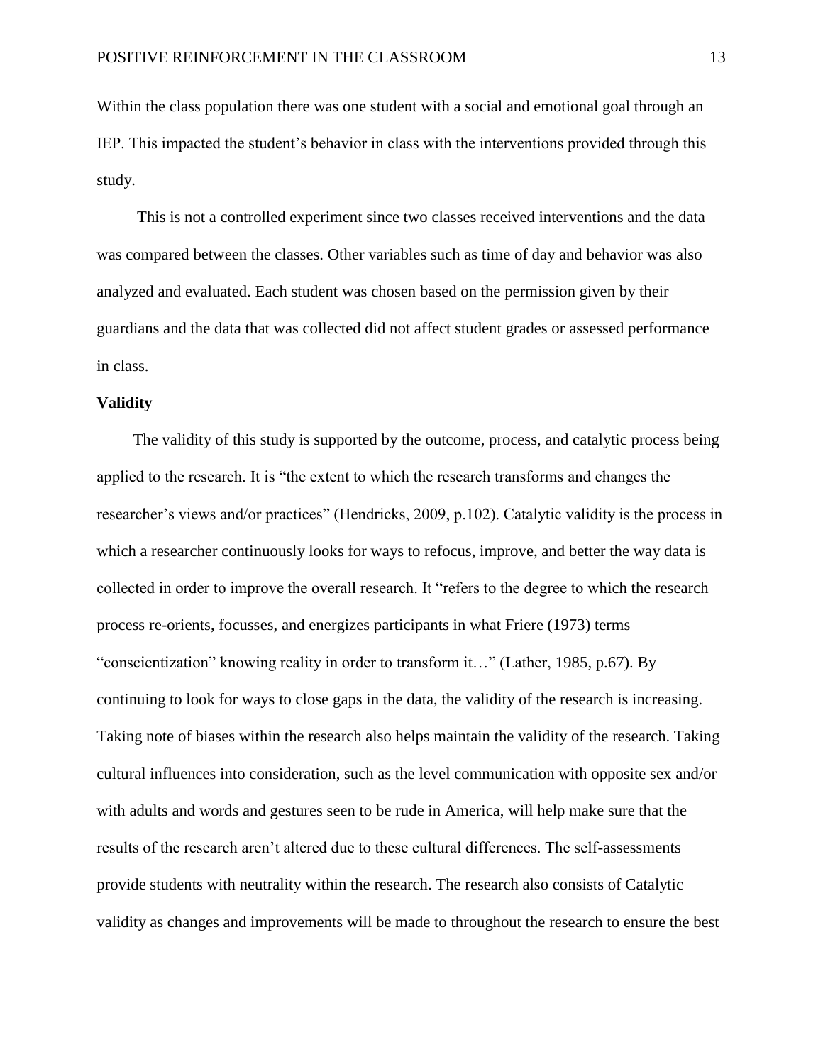Within the class population there was one student with a social and emotional goal through an IEP. This impacted the student's behavior in class with the interventions provided through this study.

This is not a controlled experiment since two classes received interventions and the data was compared between the classes. Other variables such as time of day and behavior was also analyzed and evaluated. Each student was chosen based on the permission given by their guardians and the data that was collected did not affect student grades or assessed performance in class.

**Validity**

The validity of this study is supported by the outcome, process, and catalytic process being applied to the research. It is "the extent to which the research transforms and changes the researcher's views and/or practices" (Hendricks, 2009, p.102). Catalytic validity is the process in which a researcher continuously looks for ways to refocus, improve, and better the way data is collected in order to improve the overall research. It "refers to the degree to which the research process re-orients, focusses, and energizes participants in what Friere (1973) terms "conscientization" knowing reality in order to transform it…" (Lather, 1985, p.67). By continuing to look for ways to close gaps in the data, the validity of the research is increasing. Taking note of biases within the research also helps maintain the validity of the research. Taking cultural influences into consideration, such as the level communication with opposite sex and/or with adults and words and gestures seen to be rude in America, will help make sure that the results of the research aren't altered due to these cultural differences. The self-assessments provide students with neutrality within the research. The research also consists of Catalytic validity as changes and improvements will be made to throughout the research to ensure the best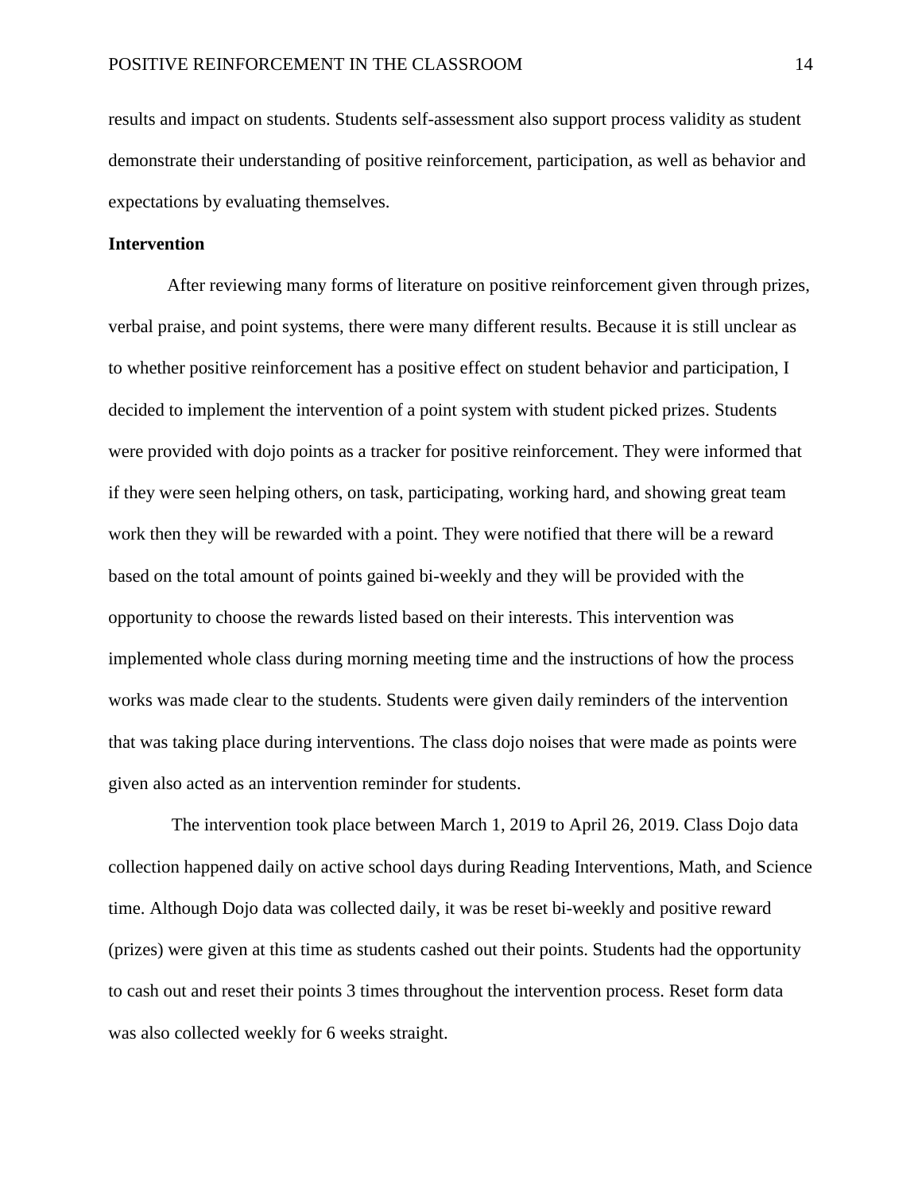results and impact on students. Students self-assessment also support process validity as student demonstrate their understanding of positive reinforcement, participation, as well as behavior and expectations by evaluating themselves.

**Intervention**

After reviewing many forms of literature on positive reinforcement given through prizes, verbal praise, and point systems, there were many different results. Because it is still unclear as to whether positive reinforcement has a positive effect on student behavior and participation, I decided to implement the intervention of a point system with student picked prizes. Students were provided with dojo points as a tracker for positive reinforcement. They were informed that if they were seen helping others, on task, participating, working hard, and showing great team work then they will be rewarded with a point. They were notified that there will be a reward based on the total amount of points gained bi-weekly and they will be provided with the opportunity to choose the rewards listed based on their interests. This intervention was implemented whole class during morning meeting time and the instructions of how the process works was made clear to the students. Students were given daily reminders of the intervention that was taking place during interventions. The class dojo noises that were made as points were given also acted as an intervention reminder for students.

The intervention took place between March 1, 2019 to April 26, 2019. Class Dojo data collection happened daily on active school days during Reading Interventions, Math, and Science time. Although Dojo data was collected daily, it was be reset bi-weekly and positive reward (prizes) were given at this time as students cashed out their points. Students had the opportunity to cash out and reset their points 3 times throughout the intervention process. Reset form data was also collected weekly for 6 weeks straight.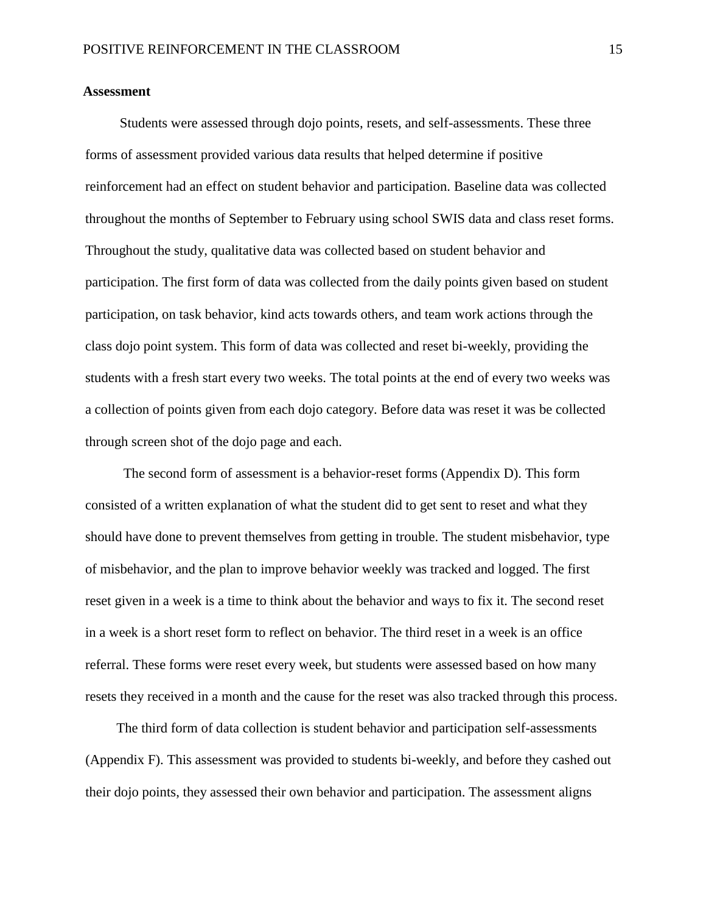**Assessment**

Students were assessed through dojo points, resets, and self-assessments. These three forms of assessment provided various data results that helped determine if positive reinforcement had an effect on student behavior and participation. Baseline data was collected throughout the months of September to February using school SWIS data and class reset forms. Throughout the study, qualitative data was collected based on student behavior and participation. The first form of data was collected from the daily points given based on student participation, on task behavior, kind acts towards others, and team work actions through the class dojo point system. This form of data was collected and reset bi-weekly, providing the students with a fresh start every two weeks. The total points at the end of every two weeks was a collection of points given from each dojo category. Before data was reset it was be collected through screen shot of the dojo page and each.

The second form of assessment is a behavior-reset forms (Appendix D). This form consisted of a written explanation of what the student did to get sent to reset and what they should have done to prevent themselves from getting in trouble. The student misbehavior, type of misbehavior, and the plan to improve behavior weekly was tracked and logged. The first reset given in a week is a time to think about the behavior and ways to fix it. The second reset in a week is a short reset form to reflect on behavior. The third reset in a week is an office referral. These forms were reset every week, but students were assessed based on how many resets they received in a month and the cause for the reset was also tracked through this process.

The third form of data collection is student behavior and participation self-assessments (Appendix F). This assessment was provided to students bi-weekly, and before they cashed out their dojo points, they assessed their own behavior and participation. The assessment aligns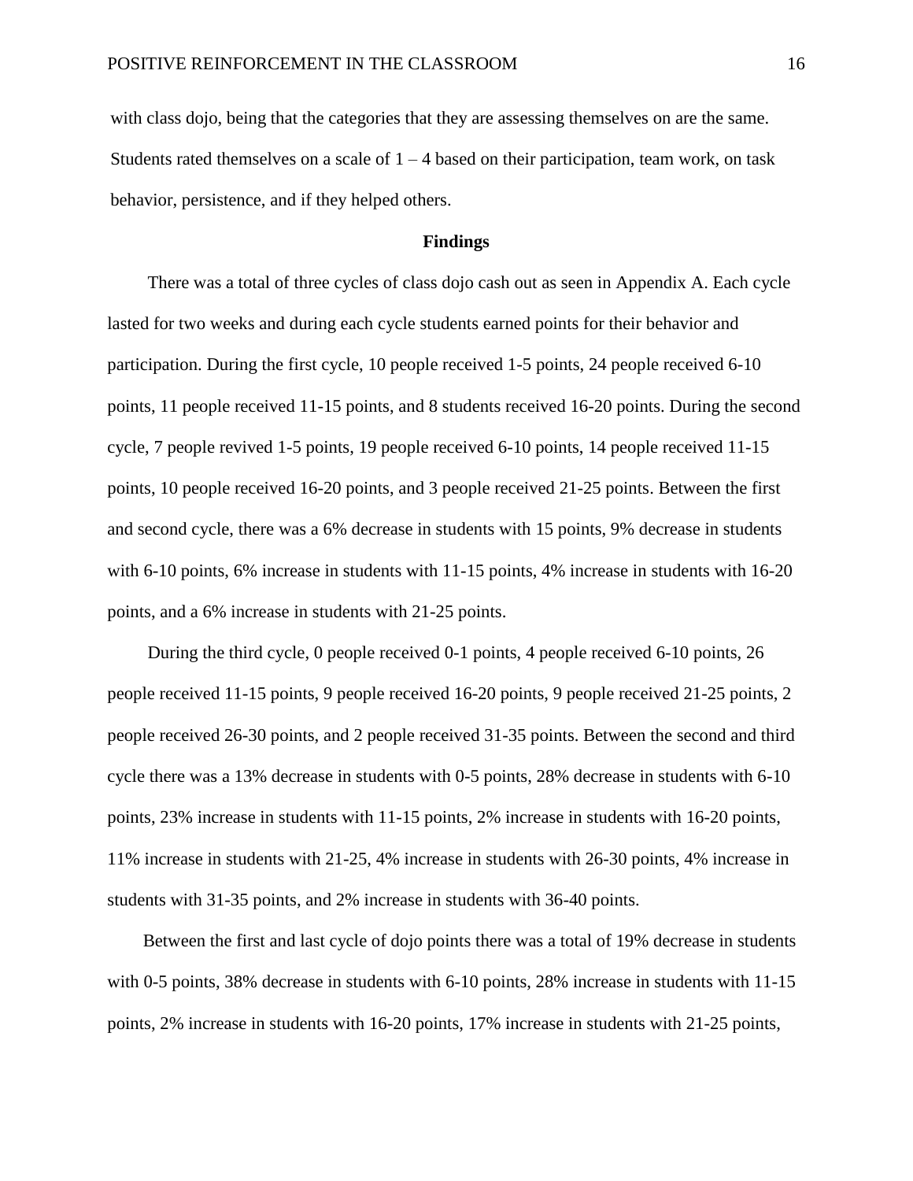with class dojo, being that the categories that they are assessing themselves on are the same. Students rated themselves on a scale of 1 – 4 based on their participation, team work, on task behavior, persistence, and if they helped others.

## Findings

There was a total of three cycles of class dojo cash out as seen in Appendix A. Each cycle lasted for two weeks and during each cycle students earned points for their behavior and participation. During the first cycle, 10 people received 1-5 points, 24 people received 6-10 points, 11 people received 11-15 points, and 8 students received 16-20 points. During the second cycle, 7 people revived 1-5 points, 19 people received 6-10 points, 14 people received 11-15 points, 10 people received 16-20 points, and 3 people received 21-25 points. Between the first and second cycle, there was a 6% decrease in students with 15 points, 9% decrease in students with 6-10 points, 6% increase in students with 11-15 points, 4% increase in students with 16-20 points, and a 6% increase in students with 21-25 points.

During the third cycle, 0 people received 0-1 points, 4 people received 6-10 points, 26 people received 11-15 points, 9 people received 16-20 points, 9 people received 21-25 points, 2 people received 26-30 points, and 2 people received 31-35 points. Between the second and third cycle there was a 13% decrease in students with 0-5 points, 28% decrease in students with 6-10 points, 23% increase in students with 11-15 points, 2% increase in students with 16-20 points, 11% increase in students with 21-25, 4% increase in students with 26-30 points, 4% increase in students with 31-35 points, and 2% increase in students with 36-40 points.

Between the first and last cycle of dojo points there was a total of 19% decrease in students with 0-5 points, 38% decrease in students with 6-10 points, 28% increase in students with 11-15 points, 2% increase in students with 16-20 points, 17% increase in students with 21-25 points,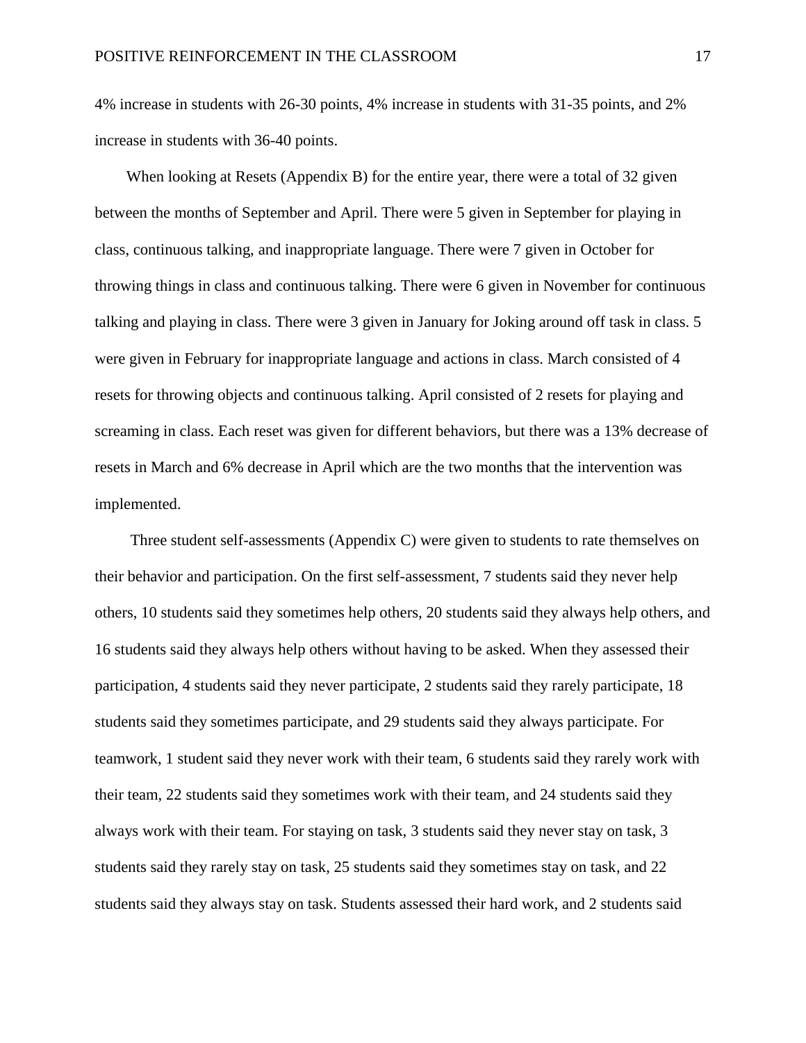4% increase in students with 26-30 points, 4% increase in students with 31-35 points, and 2% increase in students with 36-40 points.

When looking at Resets (Appendix B) for the entire year, there were a total of 32 given between the months of September and April. There were 5 given in September for playing in class, continuous talking, and inappropriate language. There were 7 given in October for throwing things in class and continuous talking. There were 6 given in November for continuous talking and playing in class. There were 3 given in January for Joking around off task in class. 5 were given in February for inappropriate language and actions in class. March consisted of 4 resets for throwing objects and continuous talking. April consisted of 2 resets for playing and screaming in class. Each reset was given for different behaviors, but there was a 13% decrease of resets in March and 6% decrease in April which are the two months that the intervention was implemented.

Three student self-assessments (Appendix C) were given to students to rate themselves on their behavior and participation. On the first self-assessment, 7 students said they never help others, 10 students said they sometimes help others, 20 students said they always help others, and 16 students said they always help others without having to be asked. When they assessed their participation, 4 students said they never participate, 2 students said they rarely participate, 18 students said they sometimes participate, and 29 students said they always participate. For teamwork, 1 student said they never work with their team, 6 students said they rarely work with their team, 22 students said they sometimes work with their team, and 24 students said they always work with their team. For staying on task, 3 students said they never stay on task, 3 students said they rarely stay on task, 25 students said they sometimes stay on task, and 22 students said they always stay on task. Students assessed their hard work, and 2 students said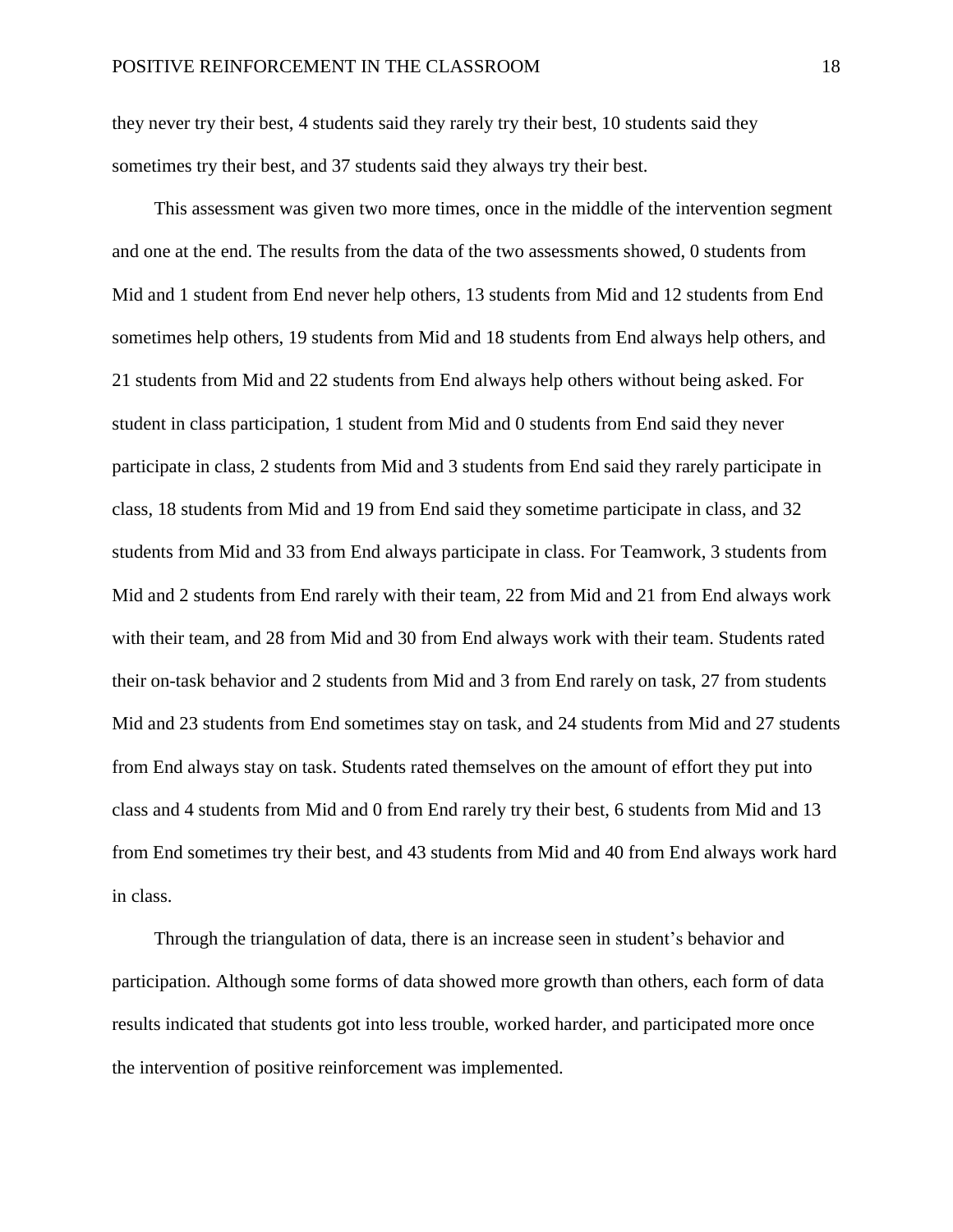they never try their best, 4 students said they rarely try their best, 10 students said they sometimes try their best, and 37 students said they always try their best.

This assessment was given two more times, once in the middle of the intervention segment and one at the end. The results from the data of the two assessments showed, 0 students from Mid and 1 student from End never help others, 13 students from Mid and 12 students from End sometimes help others, 19 students from Mid and 18 students from End always help others, and 21 students from Mid and 22 students from End always help others without being asked. For student in class participation, 1 student from Mid and 0 students from End said they never participate in class, 2 students from Mid and 3 students from End said they rarely participate in class, 18 students from Mid and 19 from End said they sometime participate in class, and 32 students from Mid and 33 from End always participate in class. For Teamwork, 3 students from Mid and 2 students from End rarely with their team, 22 from Mid and 21 from End always work with their team, and 28 from Mid and 30 from End always work with their team. Students rated their on-task behavior and 2 students from Mid and 3 from End rarely on task, 27 from students Mid and 23 students from End sometimes stay on task, and 24 students from Mid and 27 students from End always stay on task. Students rated themselves on the amount of effort they put into class and 4 students from Mid and 0 from End rarely try their best, 6 students from Mid and 13 from End sometimes try their best, and 43 students from Mid and 40 from End always work hard in class.

Through the triangulation of data, there is an increase seen in student's behavior and participation. Although some forms of data showed more growth than others, each form of data results indicated that students got into less trouble, worked harder, and participated more once the intervention of positive reinforcement was implemented.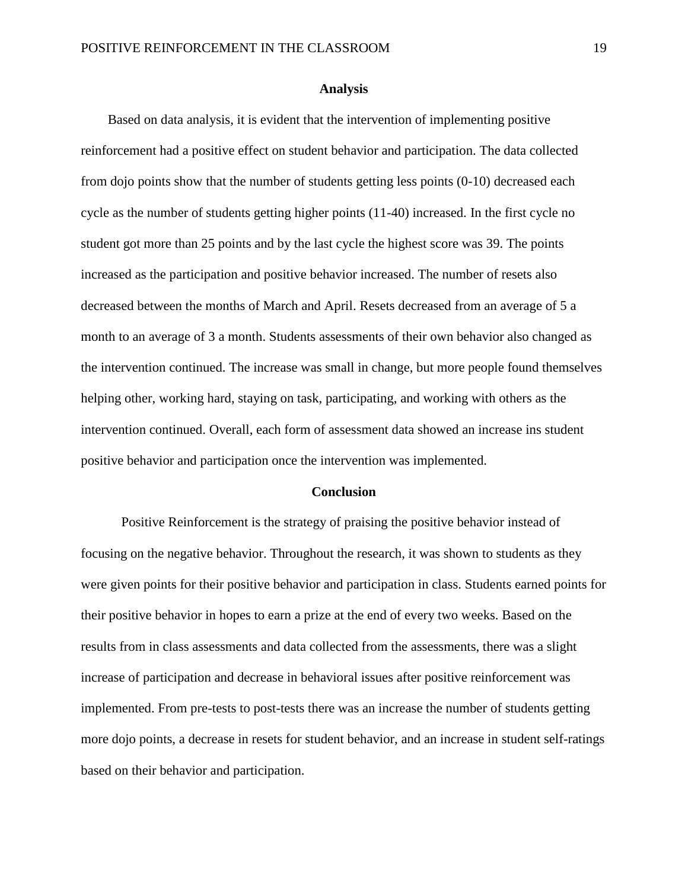## Analysis

Based on data analysis, it is evident that the intervention of implementing positive reinforcement had a positive effect on student behavior and participation. The data collected from dojo points show that the number of students getting less points (0-10) decreased each cycle as the number of students getting higher points (11-40) increased. In the first cycle no student got more than 25 points and by the last cycle the highest score was 39. The points increased as the participation and positive behavior increased. The number of resets also decreased between the months of March and April. Resets decreased from an average of 5 a month to an average of 3 a month. Students assessments of their own behavior also changed as the intervention continued. The increase was small in change, but more people found themselves helping other, working hard, staying on task, participating, and working with others as the intervention continued. Overall, each form of assessment data showed an increase ins student positive behavior and participation once the intervention was implemented.

## Conclusion

Positive Reinforcement is the strategy of praising the positive behavior instead of focusing on the negative behavior. Throughout the research, it was shown to students as they were given points for their positive behavior and participation in class. Students earned points for their positive behavior in hopes to earn a prize at the end of every two weeks. Based on the results from in class assessments and data collected from the assessments, there was a slight increase of participation and decrease in behavioral issues after positive reinforcement was implemented. From pre-tests to post-tests there was an increase the number of students getting more dojo points, a decrease in resets for student behavior, and an increase in student self-ratings based on their behavior and participation.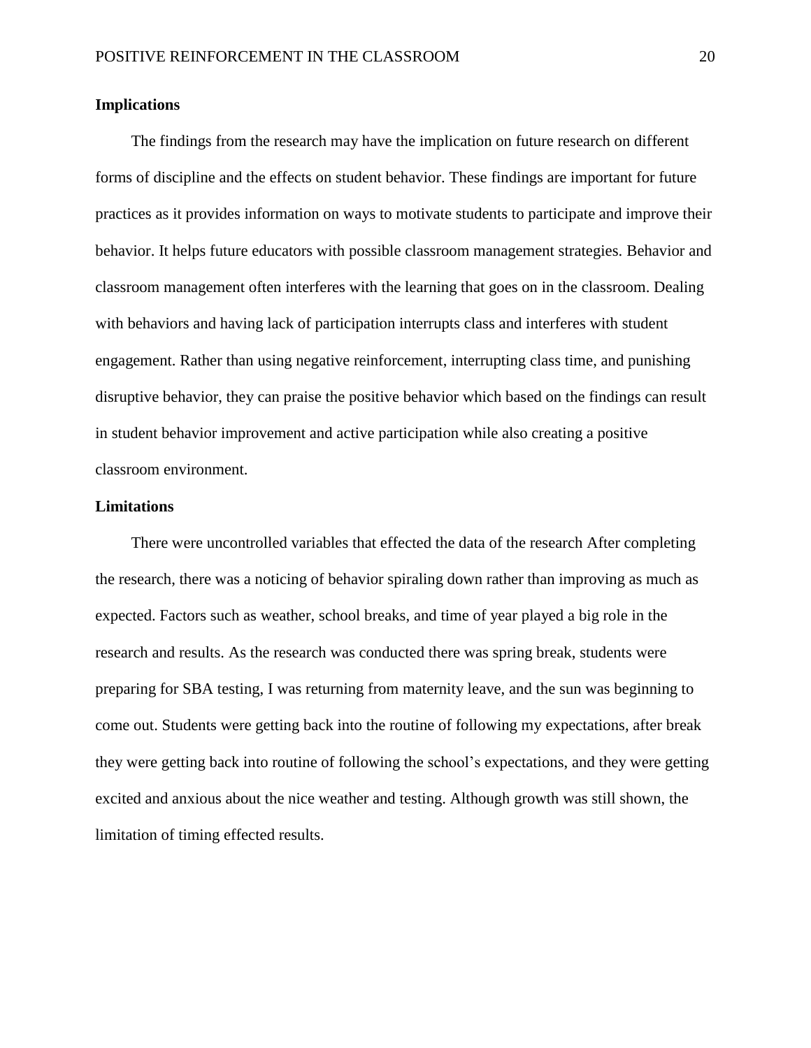## Implications

The findings from the research may have the implication on future research on different forms of discipline and the effects on student behavior. These findings are important for future practices as it provides information on ways to motivate students to participate and improve their behavior. It helps future educators with possible classroom management strategies. Behavior and classroom management often interferes with the learning that goes on in the classroom. Dealing with behaviors and having lack of participation interrupts class and interferes with student engagement. Rather than using negative reinforcement, interrupting class time, and punishing disruptive behavior, they can praise the positive behavior which based on the findings can result in student behavior improvement and active participation while also creating a positive classroom environment.

## Limitations

There were uncontrolled variables that effected the data of the research After completing the research, there was a noticing of behavior spiraling down rather than improving as much as expected. Factors such as weather, school breaks, and time of year played a big role in the research and results. As the research was conducted there was spring break, students were preparing for SBA testing, I was returning from maternity leave, and the sun was beginning to come out. Students were getting back into the routine of following my expectations, after break they were getting back into routine of following the school's expectations, and they were getting excited and anxious about the nice weather and testing. Although growth was still shown, the limitation of timing effected results.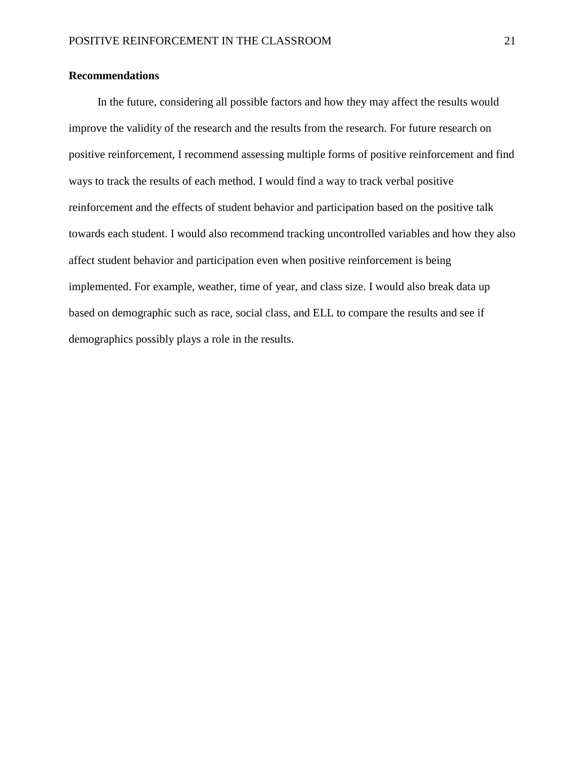**Recommendations**

In the future, considering all possible factors and how they may affect the results would improve the validity of the research and the results from the research. For future research on positive reinforcement, I recommend assessing multiple forms of positive reinforcement and find ways to track the results of each method. I would find a way to track verbal positive reinforcement and the effects of student behavior and participation based on the positive talk towards each student. I would also recommend tracking uncontrolled variables and how they also affect student behavior and participation even when positive reinforcement is being implemented. For example, weather, time of year, and class size. I would also break data up based on demographic such as race, social class, and ELL to compare the results and see if demographics possibly plays a role in the results.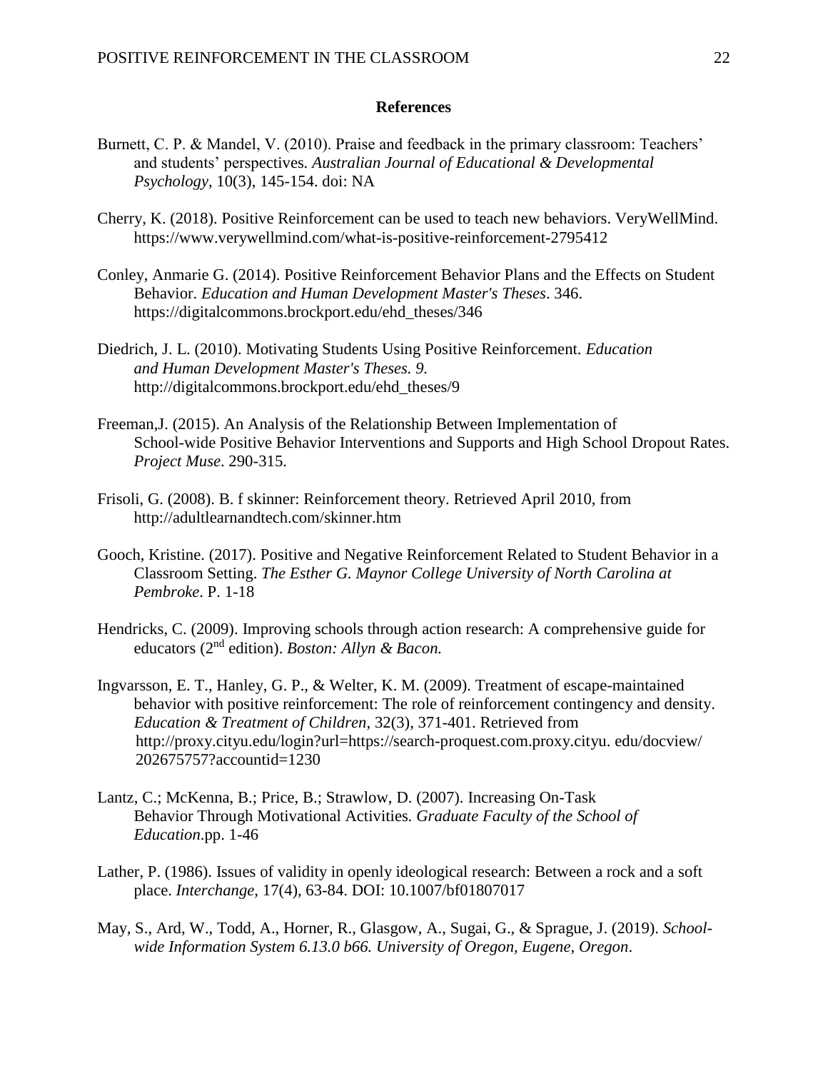**References**

Burnett, C. P. & Mandel, V. (2010). Praise and feedback in the primary classroom: Teachers' and students' perspectives. *Australian Journal of Educational & Developmental Psychology*, 10(3), 145-154. doi: NA

Cherry, K. (2018). Positive Reinforcement can be used to teach new behaviors. VeryWellMind. https://www.verywellmind.com/what-is-positive-reinforcement-2795412

Conley, Anmarie G. (2014). Positive Reinforcement Behavior Plans and the Effects on Student Behavior. *Education and Human Development Master's Theses*. 346. https://digitalcommons.brockport.edu/ehd_theses/346

Diedrich, J. L. (2010). Motivating Students Using Positive Reinforcement. *Education and Human Development Master's Theses. 9.* http://digitalcommons.brockport.edu/ehd_theses/9

Freeman,J. (2015). An Analysis of the Relationship Between Implementation of School-wide Positive Behavior Interventions and Supports and High School Dropout Rates. *Project Muse*. 290-315.

Frisoli, G. (2008). B. f skinner: Reinforcement theory. Retrieved April 2010, from http://adultlearnandtech.com/skinner.htm

Gooch, Kristine. (2017). Positive and Negative Reinforcement Related to Student Behavior in a Classroom Setting. *The Esther G. Maynor College University of North Carolina at Pembroke*. P. 1-18

Hendricks, C. (2009). Improving schools through action research: A comprehensive guide for educators (2nd edition). *Boston: Allyn & Bacon.*

Ingvarsson, E. T., Hanley, G. P., & Welter, K. M. (2009). Treatment of escape-maintained behavior with positive reinforcement: The role of reinforcement contingency and density. *Education & Treatment of Children*, 32(3), 371-401. Retrieved from http://proxy.cityu.edu/login?url=https://search-proquest.com.proxy.cityu. edu/docview/ 202675757?accountid=1230

Lantz, C.; McKenna, B.; Price, B.; Strawlow, D. (2007). Increasing On-Task Behavior Through Motivational Activities. *Graduate Faculty of the School of Education*.pp. 1-46

Lather, P. (1986). Issues of validity in openly ideological research: Between a rock and a soft place. *Interchange*, 17(4), 63-84. DOI: 10.1007/bf01807017

May, S., Ard, W., Todd, A., Horner, R., Glasgow, A., Sugai, G., & Sprague, J. (2019). *School-wide Information System 6.13.0 b66. University of Oregon, Eugene, Oregon*.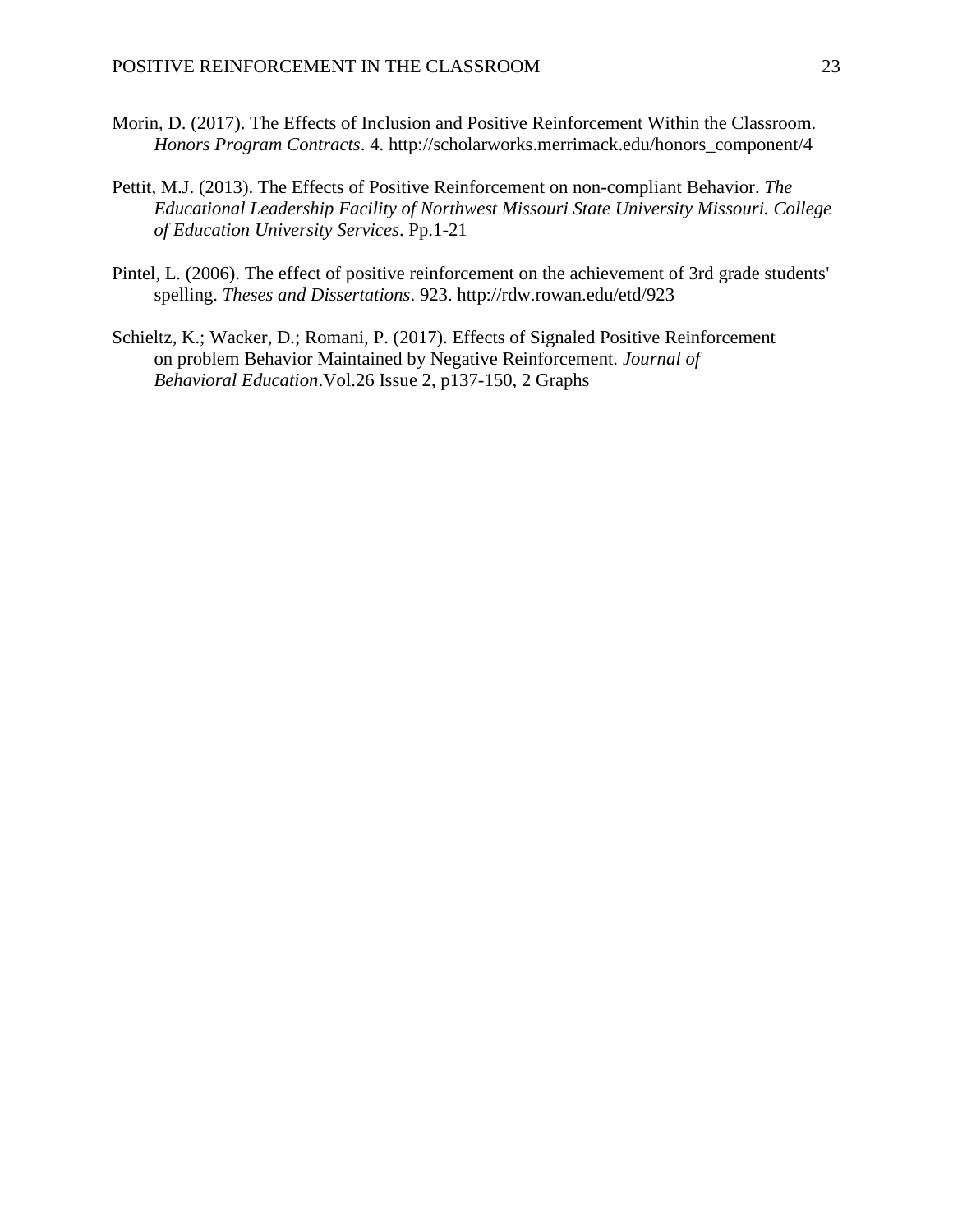Morin, D. (2017). The Effects of Inclusion and Positive Reinforcement Within the Classroom. *Honors Program Contracts*. 4. http://scholarworks.merrimack.edu/honors_component/4

Pettit, M.J. (2013). The Effects of Positive Reinforcement on non-compliant Behavior. *The Educational Leadership Facility of Northwest Missouri State University Missouri. College of Education University Services*. Pp.1-21

Pintel, L. (2006). The effect of positive reinforcement on the achievement of 3rd grade students' spelling. *Theses and Dissertations*. 923. http://rdw.rowan.edu/etd/923

Schieltz, K.; Wacker, D.; Romani, P. (2017). Effects of Signaled Positive Reinforcement on problem Behavior Maintained by Negative Reinforcement. *Journal of Behavioral Education*.Vol.26 Issue 2, p137-150, 2 Graphs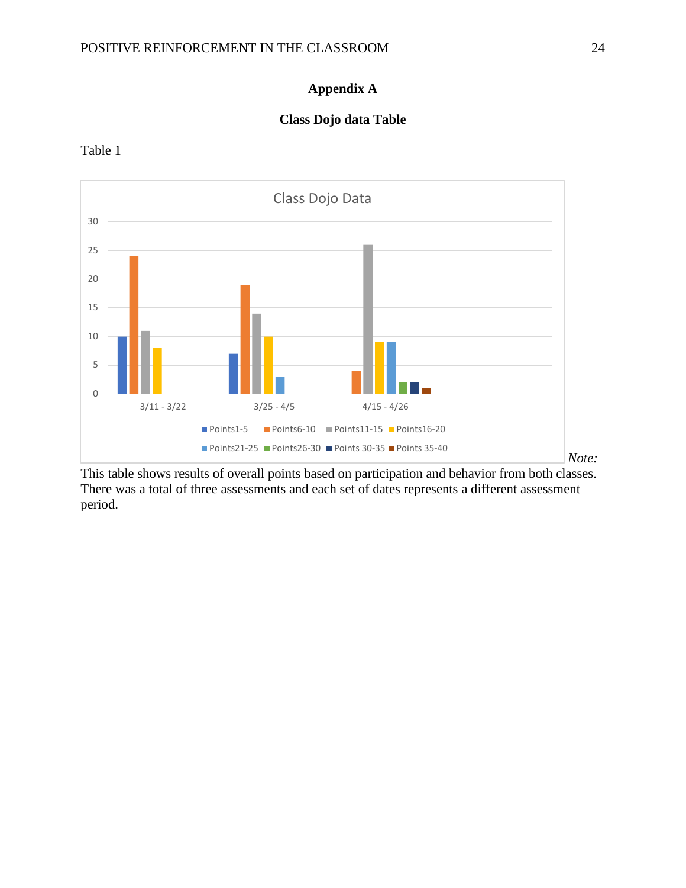## Appendix A

### Class Dojo data Table

Table 1

**Class Dojo Data**

| | Points1-5 | Points6-10 | Points11-15 | Points16-20 | Points21-25 | Points26-30 | Points 30-35 | Points 35-40 |
|---|---|---|---|---|---|---|---|---|
| 3/11 - 3/22 | 10 | 24 | 11 | 8 | | | | |
| 3/25 - 4/5 | 7 | 19 | 14 | 10 | 3 | | | |
| 4/15 - 4/26 | | 4 | 26 | 9 | 9 | 2 | 2 | 1 |

*Note:* This table shows results of overall points based on participation and behavior from both classes. There was a total of three assessments and each set of dates represents a different assessment period.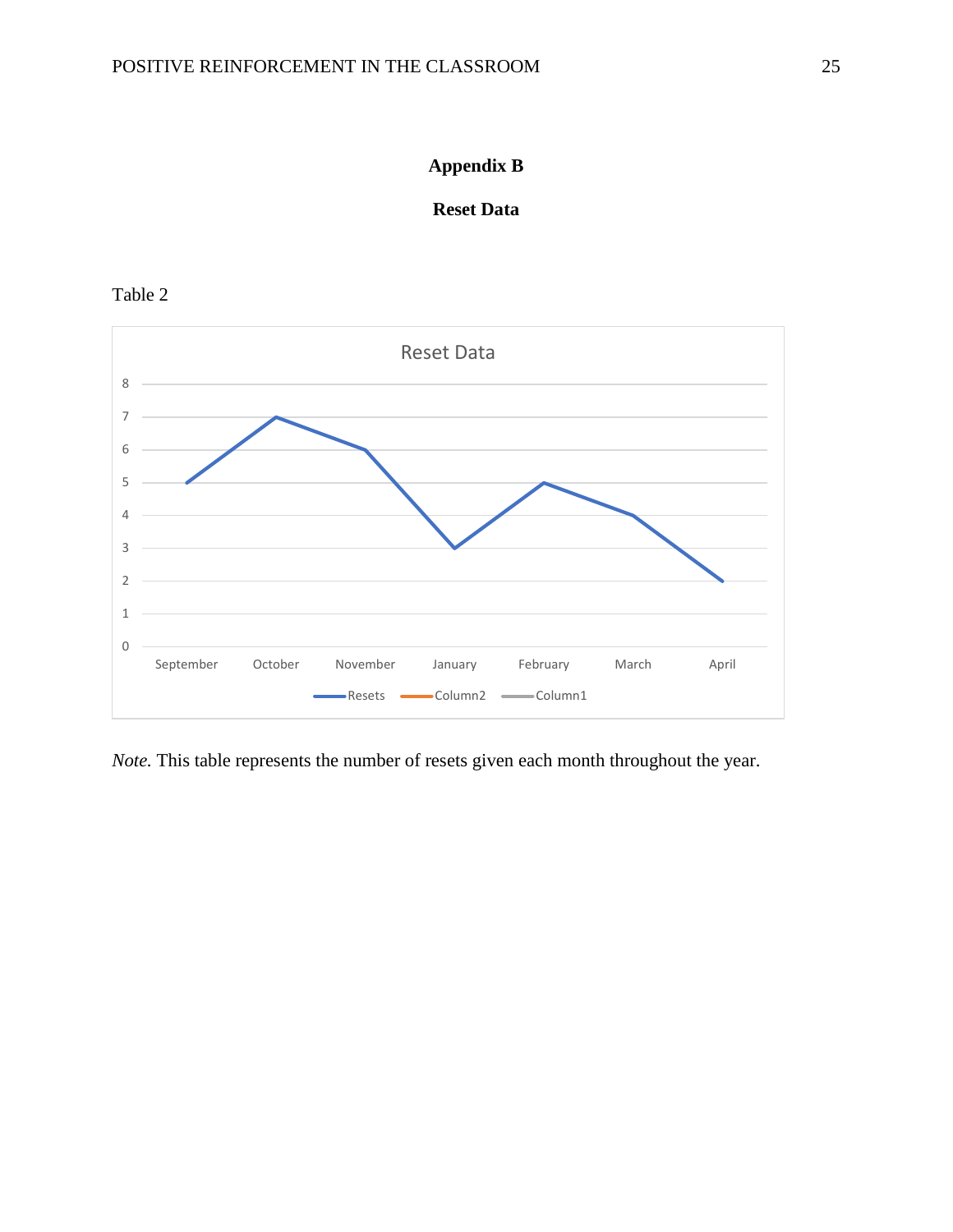## Appendix B

## Reset Data

Table 2

**Reset Data**

| Month | Resets |
|---|---|
| September | 5 |
| October | 7 |
| November | 6 |
| January | 3 |
| February | 5 |
| March | 4 |
| April | 2 |

Legend: Resets, Column2, Column1

*Note.* This table represents the number of resets given each month throughout the year.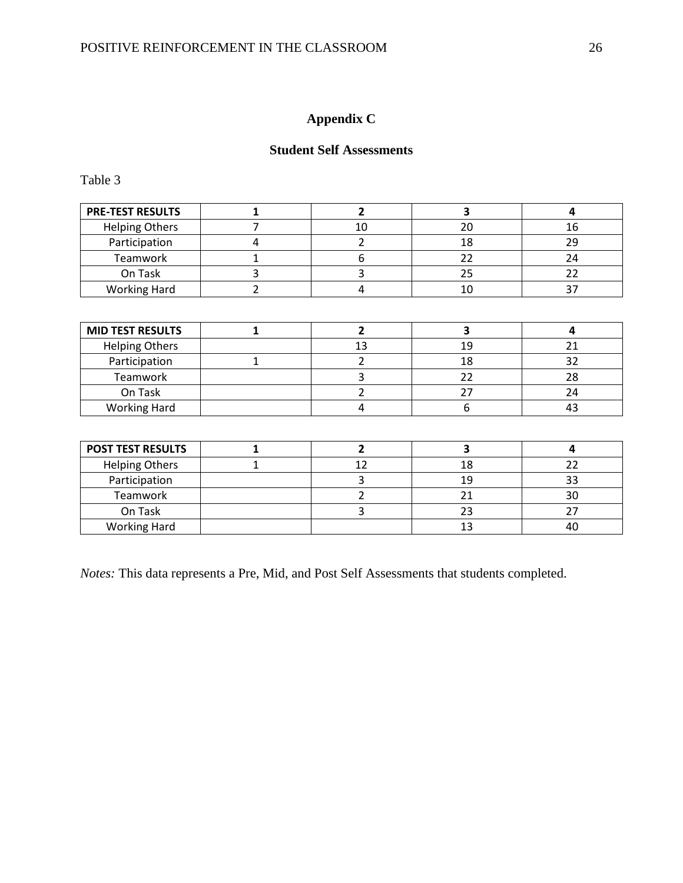# Appendix C

## Student Self Assessments

Table 3

| PRE-TEST RESULTS | 1 | 2 | 3 | 4 |
|---|---|---|---|---|
| Helping Others | 7 | 10 | 20 | 16 |
| Participation | 4 | 2 | 18 | 29 |
| Teamwork | 1 | 6 | 22 | 24 |
| On Task | 3 | 3 | 25 | 22 |
| Working Hard | 2 | 4 | 10 | 37 |

| MID TEST RESULTS | 1 | 2 | 3 | 4 |
|---|---|---|---|---|
| Helping Others | | 13 | 19 | 21 |
| Participation | 1 | 2 | 18 | 32 |
| Teamwork | | 3 | 22 | 28 |
| On Task | | 2 | 27 | 24 |
| Working Hard | | 4 | 6 | 43 |

| POST TEST RESULTS | 1 | 2 | 3 | 4 |
|---|---|---|---|---|
| Helping Others | 1 | 12 | 18 | 22 |
| Participation | | 3 | 19 | 33 |
| Teamwork | | 2 | 21 | 30 |
| On Task | | 3 | 23 | 27 |
| Working Hard | | | 13 | 40 |

*Notes:* This data represents a Pre, Mid, and Post Self Assessments that students completed.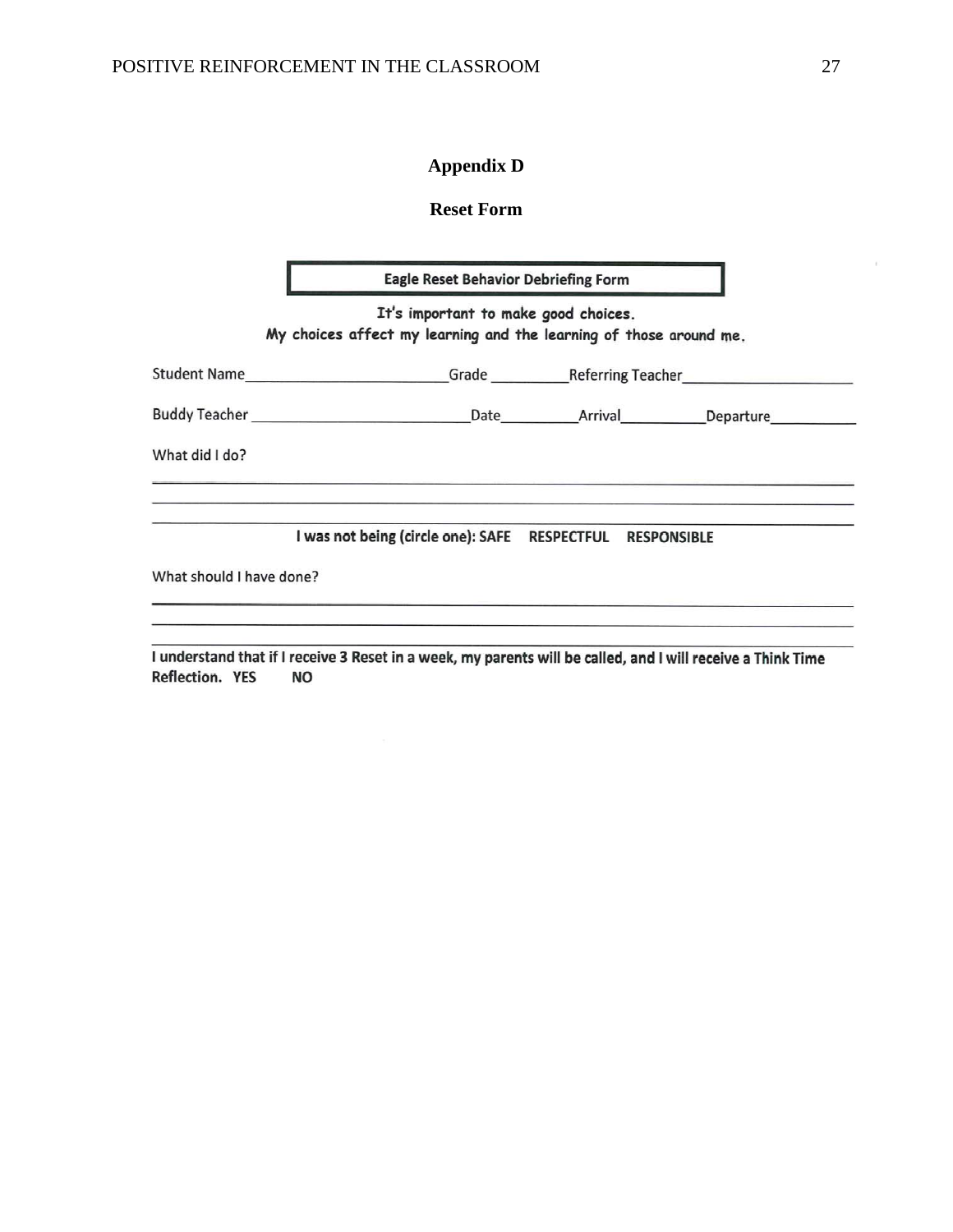# Appendix D

## Reset Form

**Eagle Reset Behavior Debriefing Form**

It's important to make good choices.
My choices affect my learning and the learning of those around me.

Student Name__________________________Grade __________Referring Teacher______________________

Buddy Teacher ____________________________Date__________Arrival___________Departure___________

What did I do?

______________________________________________________________________________

______________________________________________________________________________

______________________________________________________________________________

**I was not being (circle one): SAFE RESPECTFUL RESPONSIBLE**

What should I have done?

______________________________________________________________________________

______________________________________________________________________________

______________________________________________________________________________

**I understand that if I receive 3 Reset in a week, my parents will be called, and I will receive a Think Time Reflection. YES NO**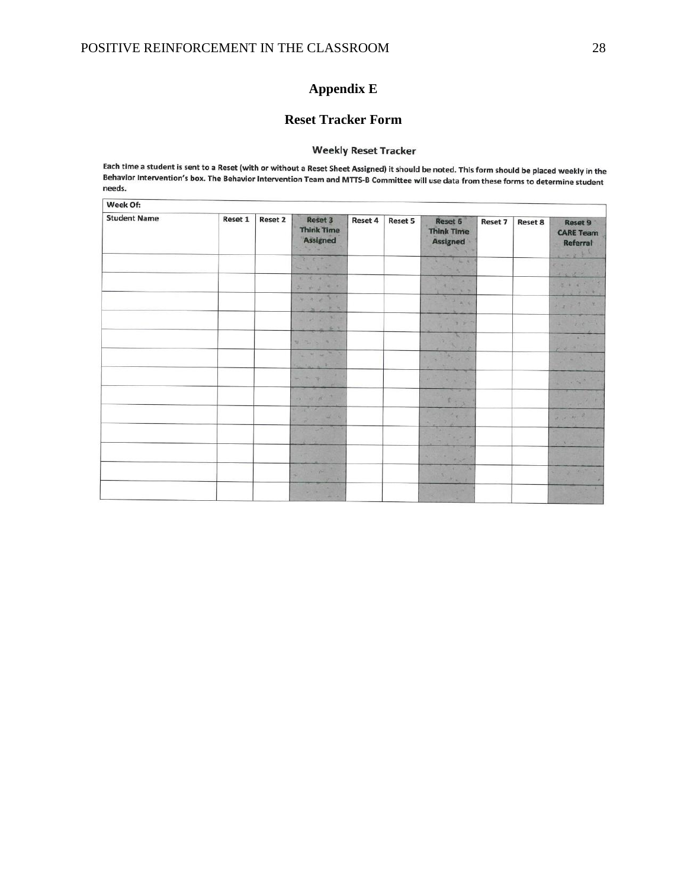## Appendix E

## Reset Tracker Form

### Weekly Reset Tracker

Each time a student is sent to a Reset (with or without a Reset Sheet Assigned) it should be noted. This form should be placed weekly in the Behavior Intervention's box. The Behavior Intervention Team and MTTS-B Committee will use data from these forms to determine student needs.

| Week Of: | | | | | | | | | |
|---|---|---|---|---|---|---|---|---|---|
| Student Name | Reset 1 | Reset 2 | Reset 3 Think Time Assigned | Reset 4 | Reset 5 | Reset 6 Think Time Assigned | Reset 7 | Reset 8 | Reset 9 CARE Team Referral |
| | | | | | | | | | |
| | | | | | | | | | |
| | | | | | | | | | |
| | | | | | | | | | |
| | | | | | | | | | |
| | | | | | | | | | |
| | | | | | | | | | |
| | | | | | | | | | |
| | | | | | | | | | |
| | | | | | | | | | |
| | | | | | | | | | |
| | | | | | | | | | |
| | | | | | | | | | |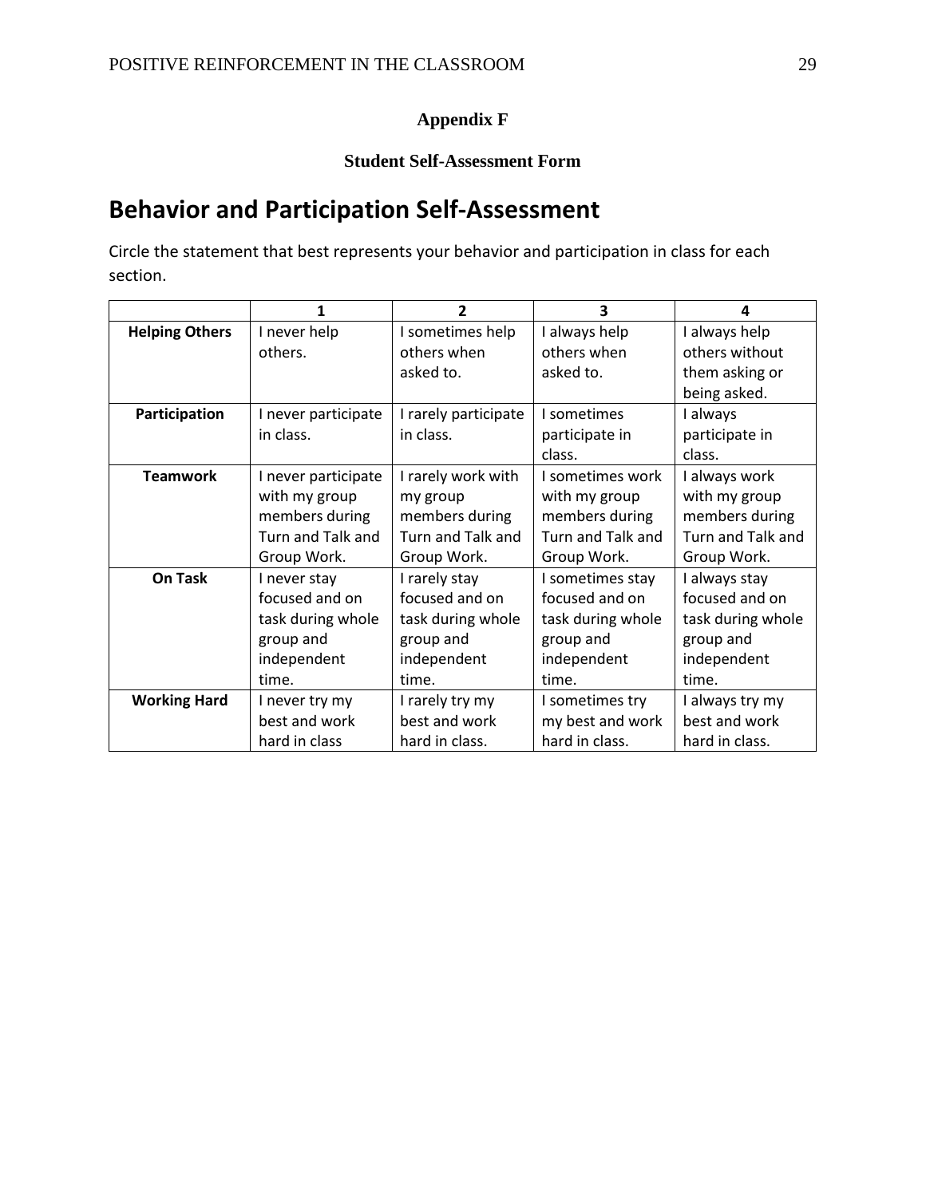## Appendix F

### Student Self-Assessment Form

# Behavior and Participation Self-Assessment

Circle the statement that best represents your behavior and participation in class for each section.

| | 1 | 2 | 3 | 4 |
|---|---|---|---|---|
| **Helping Others** | I never help others. | I sometimes help others when asked to. | I always help others when asked to. | I always help others without them asking or being asked. |
| **Participation** | I never participate in class. | I rarely participate in class. | I sometimes participate in class. | I always participate in class. |
| **Teamwork** | I never participate with my group members during Turn and Talk and Group Work. | I rarely work with my group members during Turn and Talk and Group Work. | I sometimes work with my group members during Turn and Talk and Group Work. | I always work with my group members during Turn and Talk and Group Work. |
| **On Task** | I never stay focused and on task during whole group and independent time. | I rarely stay focused and on task during whole group and independent time. | I sometimes stay focused and on task during whole group and independent time. | I always stay focused and on task during whole group and independent time. |
| **Working Hard** | I never try my best and work hard in class | I rarely try my best and work hard in class. | I sometimes try my best and work hard in class. | I always try my best and work hard in class. |